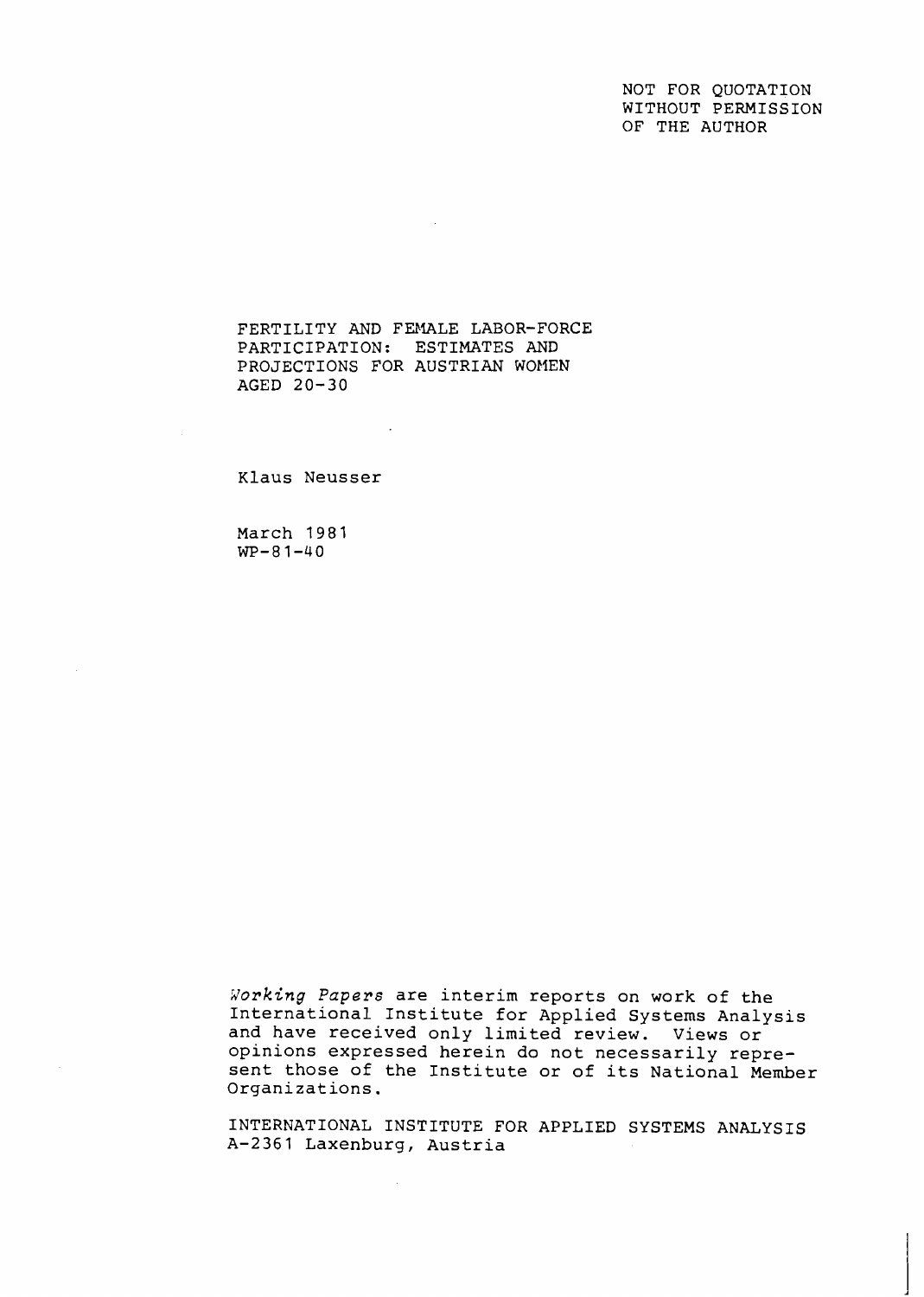NOT FOR QUOTATION
WITHOUT PERMISSION
OF THE AUTHOR

# FERTILITY AND FEMALE LABOR-FORCE PARTICIPATION: ESTIMATES AND PROJECTIONS FOR AUSTRIAN WOMEN AGED 20-30

Klaus Neusser

March 1981
WP-81-40

*Working Papers* are interim reports on work of the International Institute for Applied Systems Analysis and have received only limited review. Views or opinions expressed herein do not necessarily represent those of the Institute or of its National Member Organizations.

INTERNATIONAL INSTITUTE FOR APPLIED SYSTEMS ANALYSIS
A-2361 Laxenburg, Austria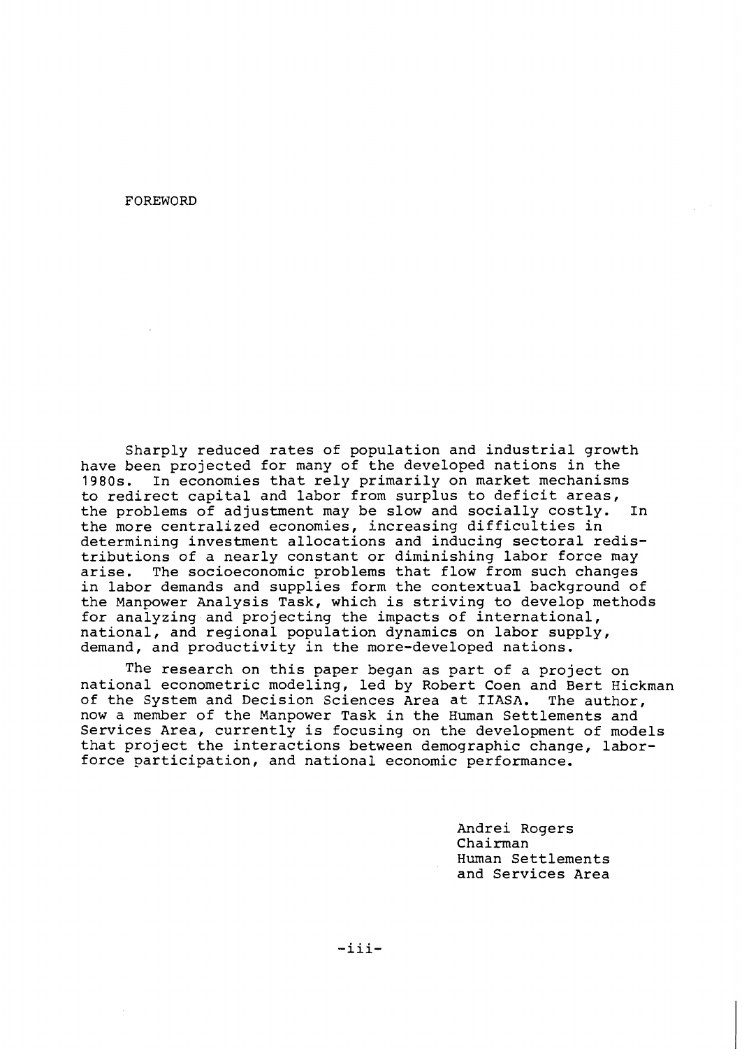# FOREWORD

Sharply reduced rates of population and industrial growth have been projected for many of the developed nations in the 1980s. In economies that rely primarily on market mechanisms to redirect capital and labor from surplus to deficit areas, the problems of adjustment may be slow and socially costly. In the more centralized economies, increasing difficulties in determining investment allocations and inducing sectoral redistributions of a nearly constant or diminishing labor force may arise. The socioeconomic problems that flow from such changes in labor demands and supplies form the contextual background of the Manpower Analysis Task, which is striving to develop methods for analyzing and projecting the impacts of international, national, and regional population dynamics on labor supply, demand, and productivity in the more-developed nations.

The research on this paper began as part of a project on national econometric modeling, led by Robert Coen and Bert Hickman of the System and Decision Sciences Area at IIASA. The author, now a member of the Manpower Task in the Human Settlements and Services Area, currently is focusing on the development of models that project the interactions between demographic change, labor-force participation, and national economic performance.

Andrei Rogers
Chairman
Human Settlements
and Services Area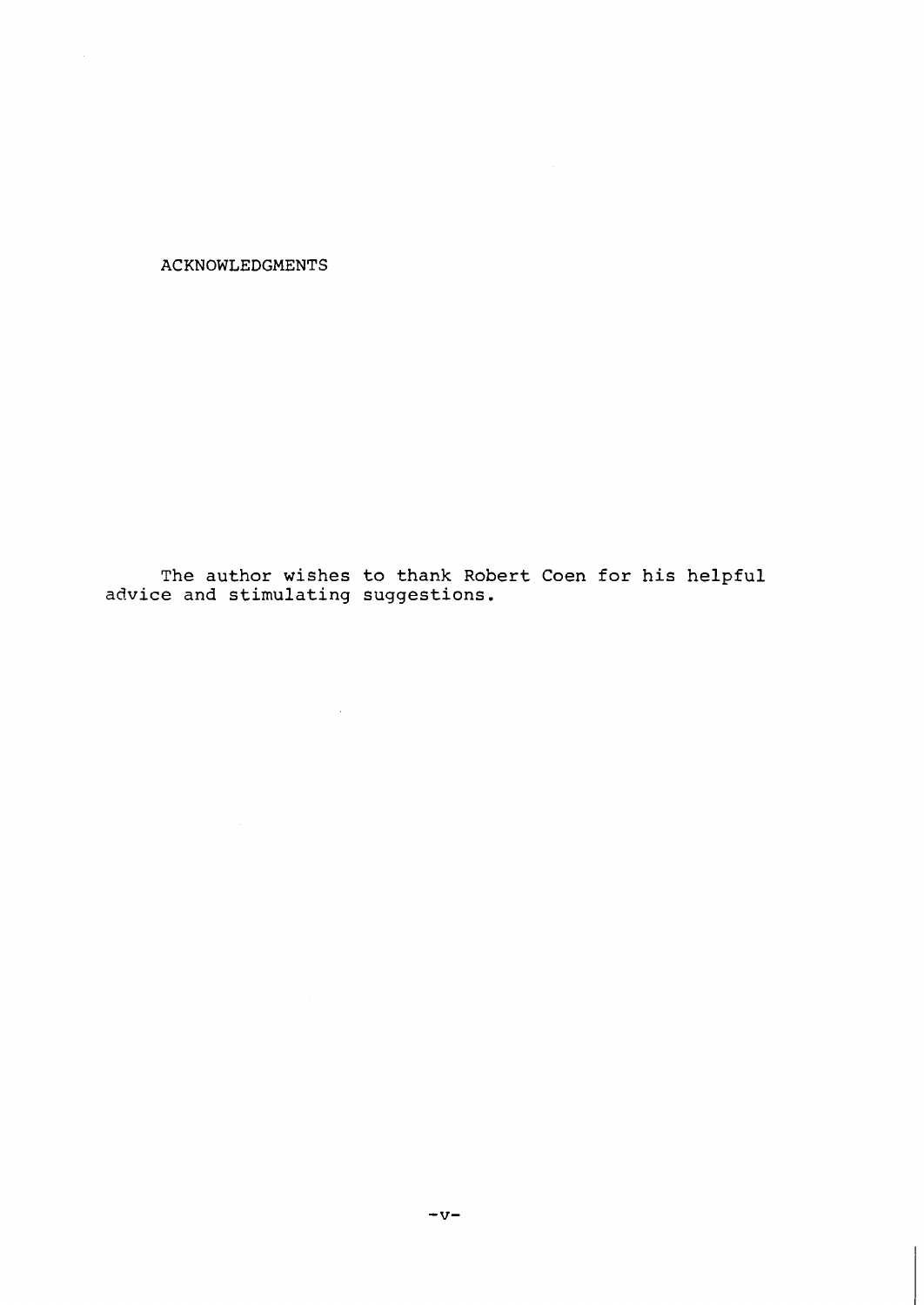# ACKNOWLEDGMENTS

The author wishes to thank Robert Coen for his helpful advice and stimulating suggestions.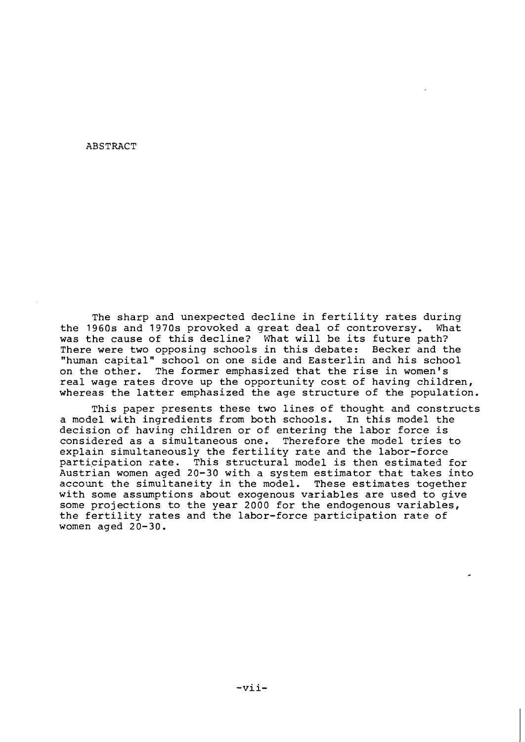# ABSTRACT

The sharp and unexpected decline in fertility rates during the 1960s and 1970s provoked a great deal of controversy. What was the cause of this decline? What will be its future path? There were two opposing schools in this debate: Becker and the "human capital" school on one side and Easterlin and his school on the other. The former emphasized that the rise in women's real wage rates drove up the opportunity cost of having children, whereas the latter emphasized the age structure of the population.

This paper presents these two lines of thought and constructs a model with ingredients from both schools. In this model the decision of having children or of entering the labor force is considered as a simultaneous one. Therefore the model tries to explain simultaneously the fertility rate and the labor-force participation rate. This structural model is then estimated for Austrian women aged 20-30 with a system estimator that takes into account the simultaneity in the model. These estimates together with some assumptions about exogenous variables are used to give some projections to the year 2000 for the endogenous variables, the fertility rates and the labor-force participation rate of women aged 20-30.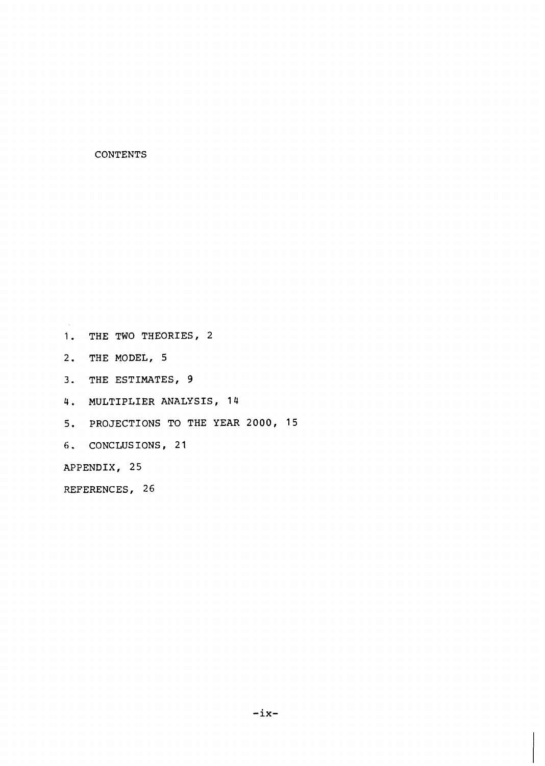## CONTENTS

1. THE TWO THEORIES, 2
2. THE MODEL, 5
3. THE ESTIMATES, 9
4. MULTIPLIER ANALYSIS, 14
5. PROJECTIONS TO THE YEAR 2000, 15
6. CONCLUSIONS, 21

APPENDIX, 25

REFERENCES, 26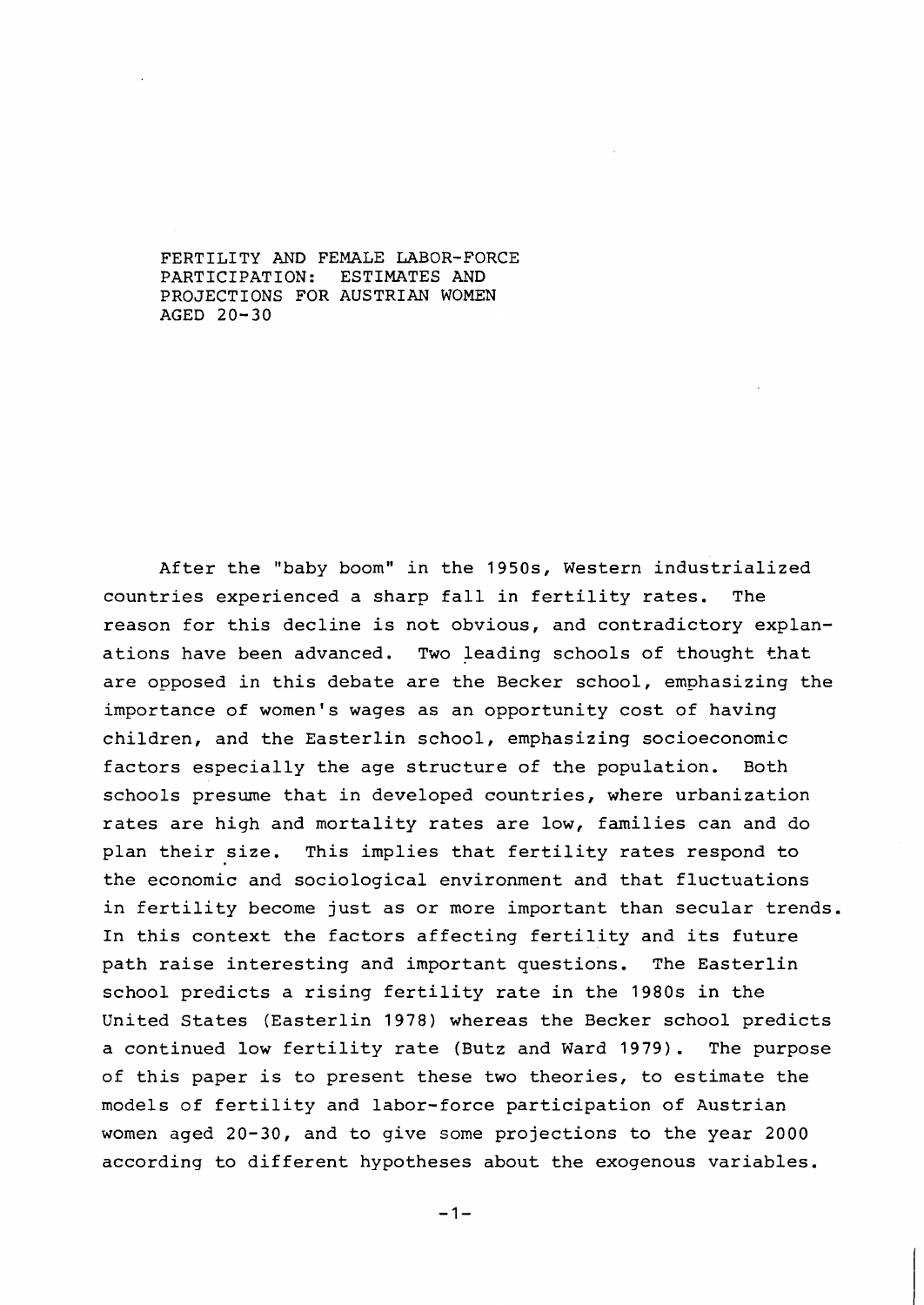# FERTILITY AND FEMALE LABOR-FORCE PARTICIPATION: ESTIMATES AND PROJECTIONS FOR AUSTRIAN WOMEN AGED 20-30

After the "baby boom" in the 1950s, Western industrialized countries experienced a sharp fall in fertility rates. The reason for this decline is not obvious, and contradictory explanations have been advanced. Two leading schools of thought that are opposed in this debate are the Becker school, emphasizing the importance of women's wages as an opportunity cost of having children, and the Easterlin school, emphasizing socioeconomic factors especially the age structure of the population. Both schools presume that in developed countries, where urbanization rates are high and mortality rates are low, families can and do plan their size. This implies that fertility rates respond to the economic and sociological environment and that fluctuations in fertility become just as or more important than secular trends. In this context the factors affecting fertility and its future path raise interesting and important questions. The Easterlin school predicts a rising fertility rate in the 1980s in the United States (Easterlin 1978) whereas the Becker school predicts a continued low fertility rate (Butz and Ward 1979). The purpose of this paper is to present these two theories, to estimate the models of fertility and labor-force participation of Austrian women aged 20-30, and to give some projections to the year 2000 according to different hypotheses about the exogenous variables.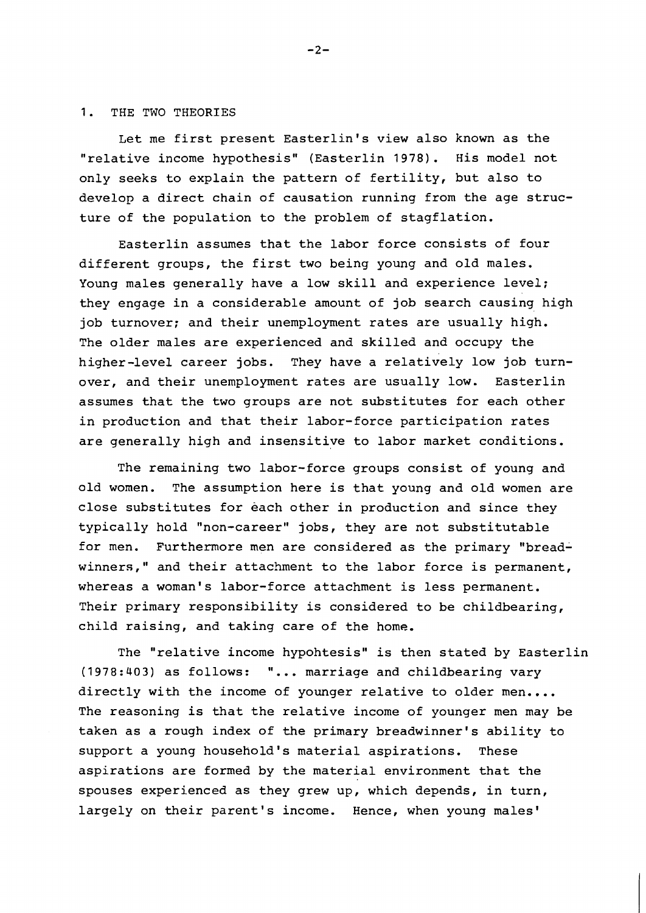## 1. THE TWO THEORIES

Let me first present Easterlin's view also known as the "relative income hypothesis" (Easterlin 1978). His model not only seeks to explain the pattern of fertility, but also to develop a direct chain of causation running from the age structure of the population to the problem of stagflation.

Easterlin assumes that the labor force consists of four different groups, the first two being young and old males. Young males generally have a low skill and experience level; they engage in a considerable amount of job search causing high job turnover; and their unemployment rates are usually high. The older males are experienced and skilled and occupy the higher-level career jobs. They have a relatively low job turnover, and their unemployment rates are usually low. Easterlin assumes that the two groups are not substitutes for each other in production and that their labor-force participation rates are generally high and insensitive to labor market conditions.

The remaining two labor-force groups consist of young and old women. The assumption here is that young and old women are close substitutes for each other in production and since they typically hold "non-career" jobs, they are not substitutable for men. Furthermore men are considered as the primary "breadwinners," and their attachment to the labor force is permanent, whereas a woman's labor-force attachment is less permanent. Their primary responsibility is considered to be childbearing, child raising, and taking care of the home.

The "relative income hypohtesis" is then stated by Easterlin (1978:403) as follows: "... marriage and childbearing vary directly with the income of younger relative to older men.... The reasoning is that the relative income of younger men may be taken as a rough index of the primary breadwinner's ability to support a young household's material aspirations. These aspirations are formed by the material environment that the spouses experienced as they grew up, which depends, in turn, largely on their parent's income. Hence, when young males'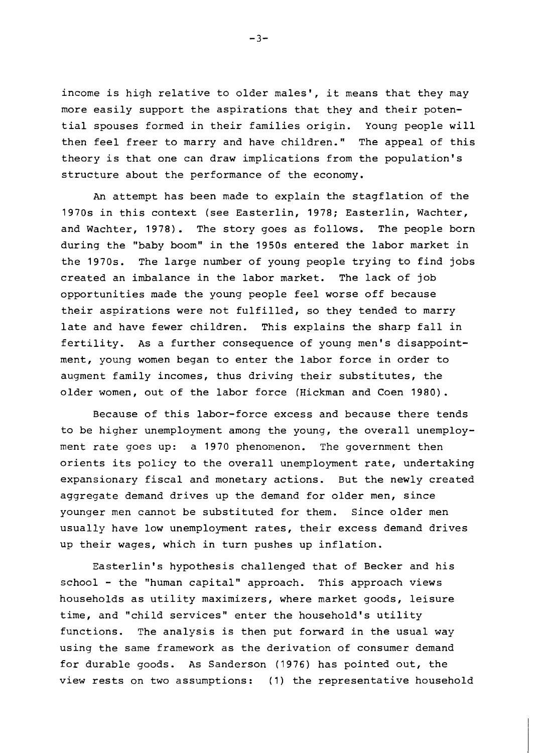income is high relative to older males', it means that they may more easily support the aspirations that they and their potential spouses formed in their families origin. Young people will then feel freer to marry and have children." The appeal of this theory is that one can draw implications from the population's structure about the performance of the economy.

An attempt has been made to explain the stagflation of the 1970s in this context (see Easterlin, 1978; Easterlin, Wachter, and Wachter, 1978). The story goes as follows. The people born during the "baby boom" in the 1950s entered the labor market in the 1970s. The large number of young people trying to find jobs created an imbalance in the labor market. The lack of job opportunities made the young people feel worse off because their aspirations were not fulfilled, so they tended to marry late and have fewer children. This explains the sharp fall in fertility. As a further consequence of young men's disappointment, young women began to enter the labor force in order to augment family incomes, thus driving their substitutes, the older women, out of the labor force (Hickman and Coen 1980).

Because of this labor-force excess and because there tends to be higher unemployment among the young, the overall unemployment rate goes up: a 1970 phenomenon. The government then orients its policy to the overall unemployment rate, undertaking expansionary fiscal and monetary actions. But the newly created aggregate demand drives up the demand for older men, since younger men cannot be substituted for them. Since older men usually have low unemployment rates, their excess demand drives up their wages, which in turn pushes up inflation.

Easterlin's hypothesis challenged that of Becker and his school - the "human capital" approach. This approach views households as utility maximizers, where market goods, leisure time, and "child services" enter the household's utility functions. The analysis is then put forward in the usual way using the same framework as the derivation of consumer demand for durable goods. As Sanderson (1976) has pointed out, the view rests on two assumptions: (1) the representative household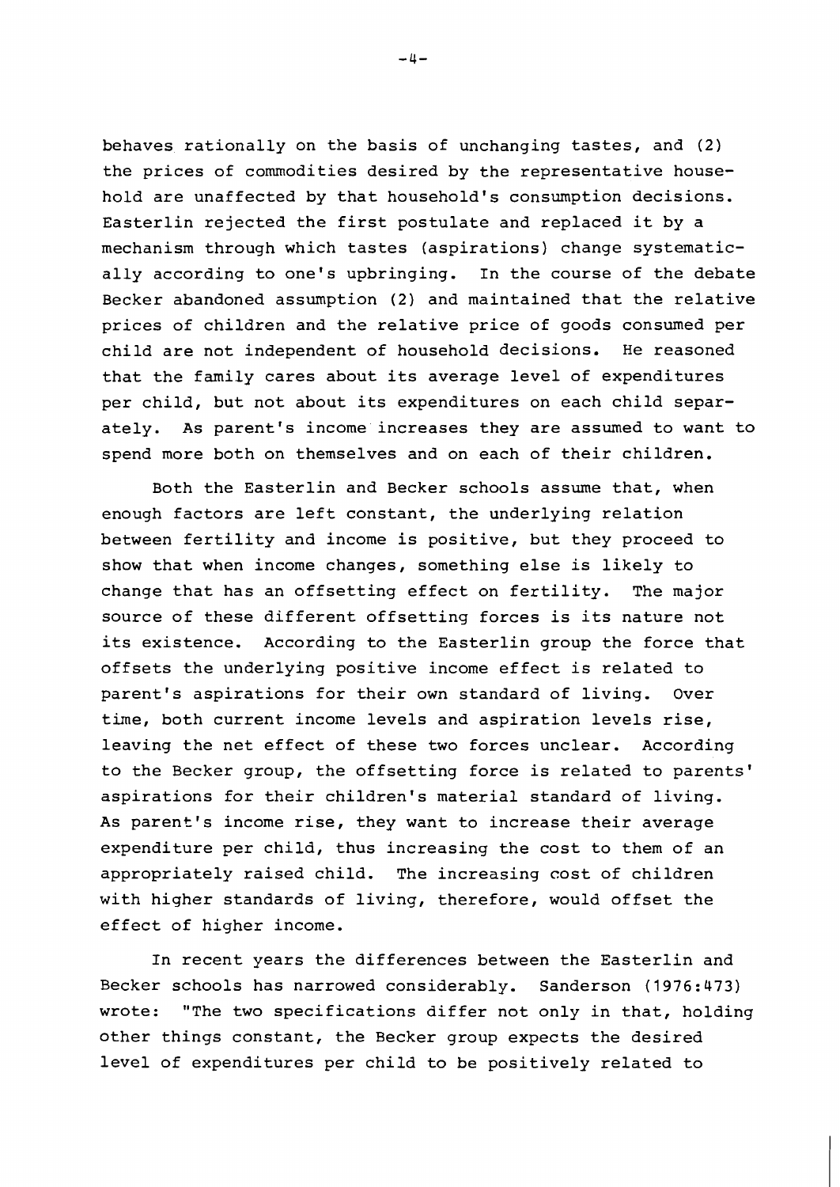behaves rationally on the basis of unchanging tastes, and (2) the prices of commodities desired by the representative household are unaffected by that household's consumption decisions. Easterlin rejected the first postulate and replaced it by a mechanism through which tastes (aspirations) change systematically according to one's upbringing. In the course of the debate Becker abandoned assumption (2) and maintained that the relative prices of children and the relative price of goods consumed per child are not independent of household decisions. He reasoned that the family cares about its average level of expenditures per child, but not about its expenditures on each child separately. As parent's income increases they are assumed to want to spend more both on themselves and on each of their children.

Both the Easterlin and Becker schools assume that, when enough factors are left constant, the underlying relation between fertility and income is positive, but they proceed to show that when income changes, something else is likely to change that has an offsetting effect on fertility. The major source of these different offsetting forces is its nature not its existence. According to the Easterlin group the force that offsets the underlying positive income effect is related to parent's aspirations for their own standard of living. Over time, both current income levels and aspiration levels rise, leaving the net effect of these two forces unclear. According to the Becker group, the offsetting force is related to parents' aspirations for their children's material standard of living. As parent's income rise, they want to increase their average expenditure per child, thus increasing the cost to them of an appropriately raised child. The increasing cost of children with higher standards of living, therefore, would offset the effect of higher income.

In recent years the differences between the Easterlin and Becker schools has narrowed considerably. Sanderson (1976:473) wrote: "The two specifications differ not only in that, holding other things constant, the Becker group expects the desired level of expenditures per child to be positively related to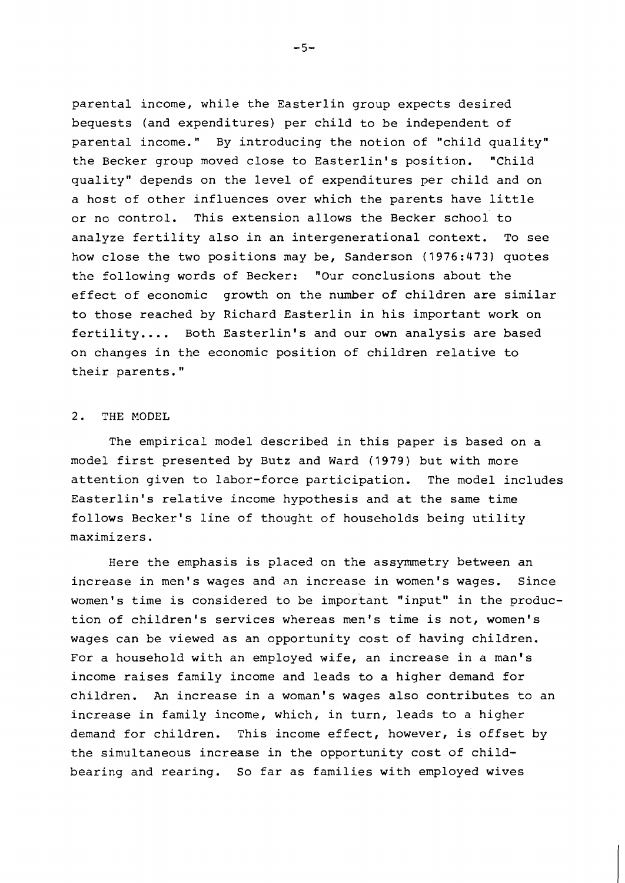parental income, while the Easterlin group expects desired bequests (and expenditures) per child to be independent of parental income." By introducing the notion of "child quality" the Becker group moved close to Easterlin's position. "Child quality" depends on the level of expenditures per child and on a host of other influences over which the parents have little or no control. This extension allows the Becker school to analyze fertility also in an intergenerational context. To see how close the two positions may be, Sanderson (1976:473) quotes the following words of Becker: "Our conclusions about the effect of economic growth on the number of children are similar to those reached by Richard Easterlin in his important work on fertility.... Both Easterlin's and our own analysis are based on changes in the economic position of children relative to their parents."

## 2. THE MODEL

The empirical model described in this paper is based on a model first presented by Butz and Ward (1979) but with more attention given to labor-force participation. The model includes Easterlin's relative income hypothesis and at the same time follows Becker's line of thought of households being utility maximizers.

Here the emphasis is placed on the assymmetry between an increase in men's wages and an increase in women's wages. Since women's time is considered to be important "input" in the production of children's services whereas men's time is not, women's wages can be viewed as an opportunity cost of having children. For a household with an employed wife, an increase in a man's income raises family income and leads to a higher demand for children. An increase in a woman's wages also contributes to an increase in family income, which, in turn, leads to a higher demand for children. This income effect, however, is offset by the simultaneous increase in the opportunity cost of child-bearing and rearing. So far as families with employed wives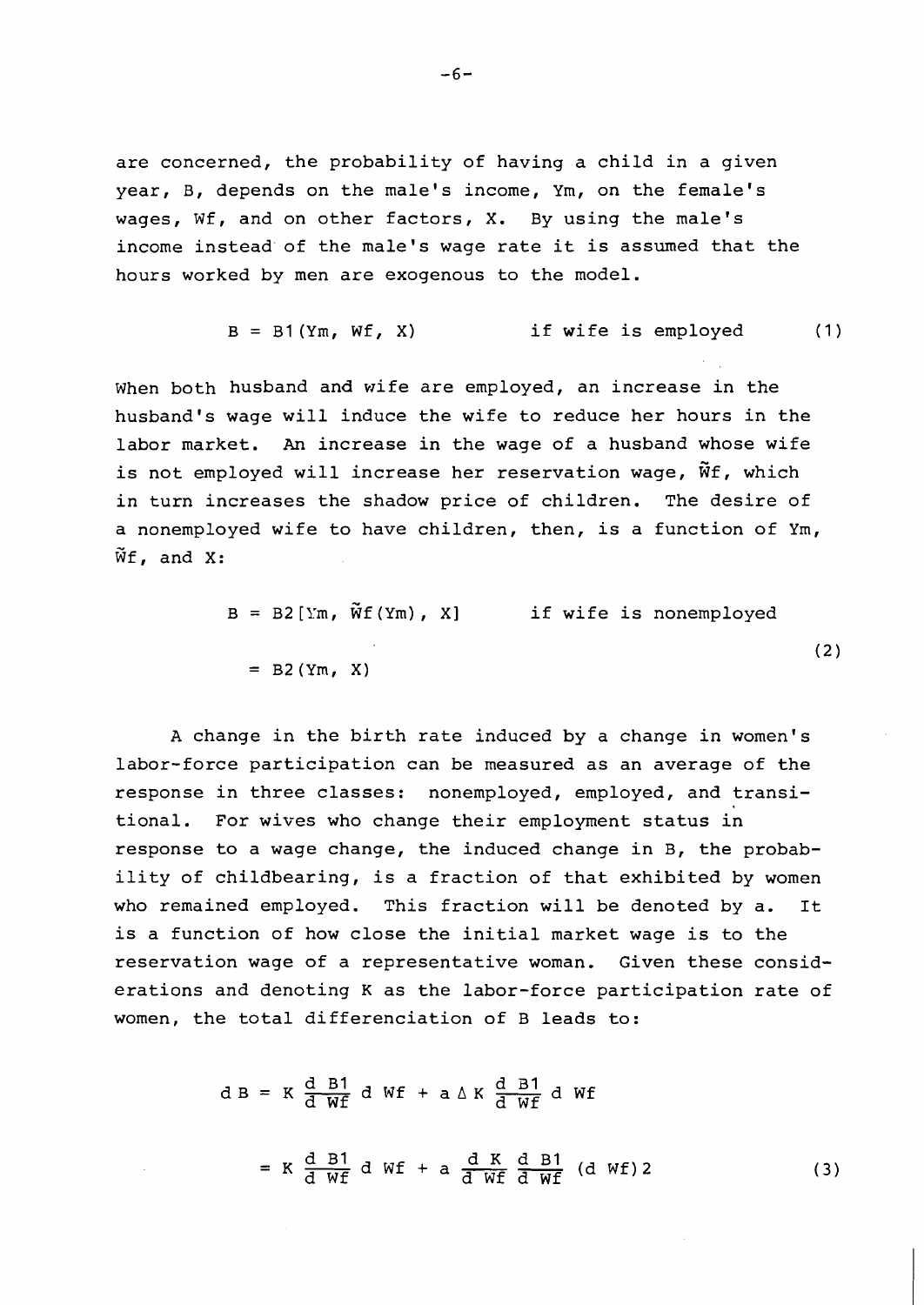are concerned, the probability of having a child in a given year, B, depends on the male's income, Ym, on the female's wages, Wf, and on other factors, X. By using the male's income instead of the male's wage rate it is assumed that the hours worked by men are exogenous to the model.

$$B = B1(Ym, Wf, X) \qquad \text{if wife is employed} \tag{1}$$

When both husband and wife are employed, an increase in the husband's wage will induce the wife to reduce her hours in the labor market. An increase in the wage of a husband whose wife is not employed will increase her reservation wage, $\tilde{W}f$, which in turn increases the shadow price of children. The desire of a nonemployed wife to have children, then, is a function of Ym, $\tilde{W}f$, and X:

$$\begin{aligned} B &= B2[Ym, \tilde{W}f(Ym), X] \qquad \text{if wife is nonemployed} \\ &= B2(Ym, X) \end{aligned} \tag{2}$$

A change in the birth rate induced by a change in women's labor-force participation can be measured as an average of the response in three classes: nonemployed, employed, and transitional. For wives who change their employment status in response to a wage change, the induced change in B, the probability of childbearing, is a fraction of that exhibited by women who remained employed. This fraction will be denoted by a. It is a function of how close the initial market wage is to the reservation wage of a representative woman. Given these considerations and denoting K as the labor-force participation rate of women, the total differenciation of B leads to:

$$\begin{aligned} d\,B &= K \frac{d\,B1}{d\,Wf}\, d\,Wf + a\,\Delta K \frac{d\,B1}{d\,Wf}\, d\,Wf \\ &= K \frac{d\,B1}{d\,Wf}\, d\,Wf + a \frac{d\,K}{d\,Wf} \frac{d\,B1}{d\,Wf}\, (d\,Wf)2 \end{aligned} \tag{3}$$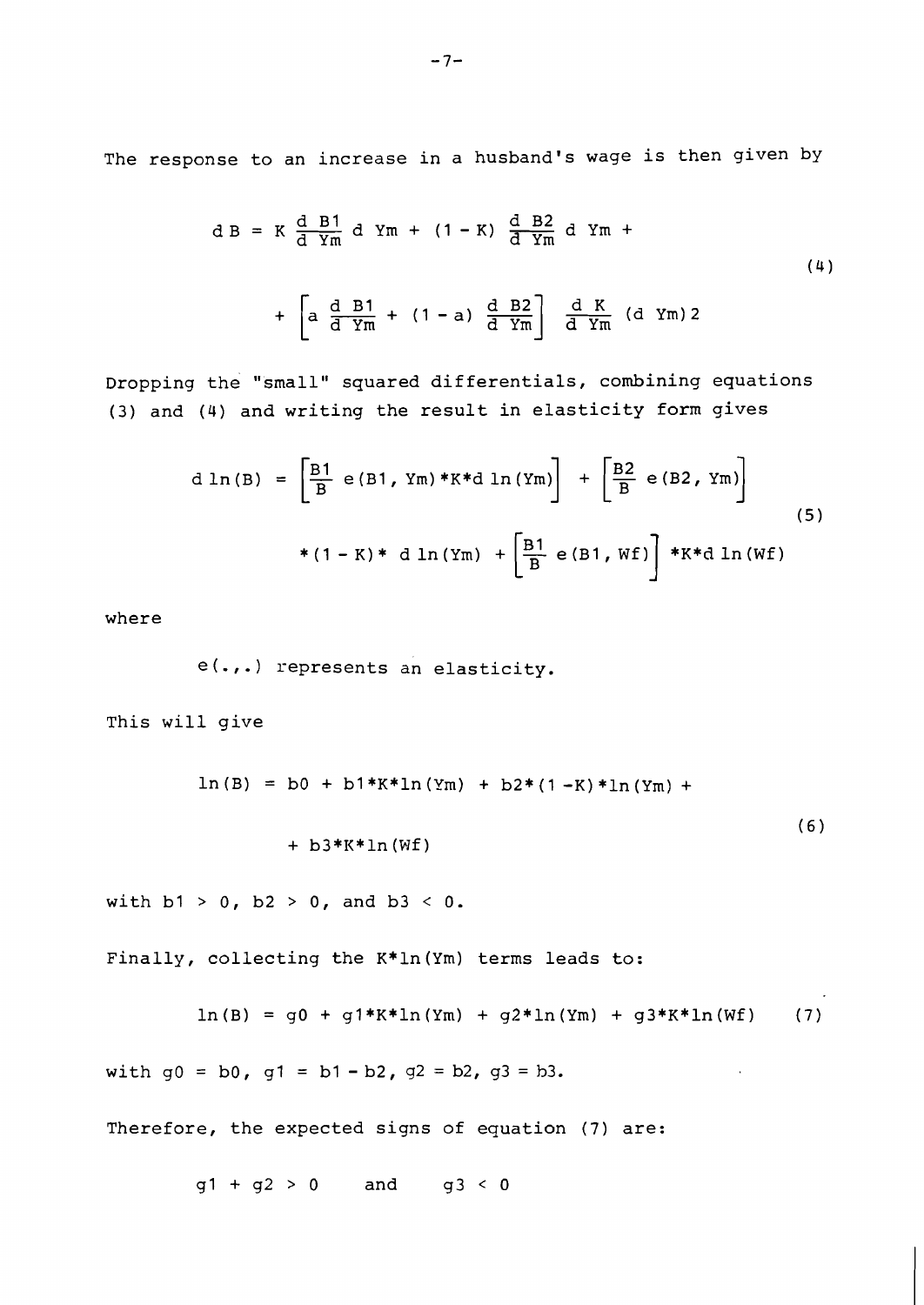The response to an increase in a husband's wage is then given by

$$
d\,B = K \frac{d\,B1}{d\,Ym}\,d\,Ym + (1 - K)\,\frac{d\,B2}{d\,Ym}\,d\,Ym + \left[a\,\frac{d\,B1}{d\,Ym} + (1 - a)\,\frac{d\,B2}{d\,Ym}\right] \frac{d\,K}{d\,Ym}\,(d\,Ym)2 \tag{4}
$$

Dropping the "small" squared differentials, combining equations (3) and (4) and writing the result in elasticity form gives

$$
d\ln(B) = \left[\frac{B1}{B}\,e(B1, Ym)*K*d\ln(Ym)\right] + \left[\frac{B2}{B}\,e(B2, Ym)\right] *(1 - K)*\,d\ln(Ym) + \left[\frac{B1}{B}\,e(B1, Wf)\right]*K*d\ln(Wf) \tag{5}
$$

where

$e(.,.)$ represents an elasticity.

This will give

$$
\ln(B) = b0 + b1*K*\ln(Ym) + b2*(1 - K)*\ln(Ym) + b3*K*\ln(Wf) \tag{6}
$$

with $b1 > 0$, $b2 > 0$, and $b3 < 0$.

Finally, collecting the $K*\ln(Ym)$ terms leads to:

$$
\ln(B) = g0 + g1*K*\ln(Ym) + g2*\ln(Ym) + g3*K*\ln(Wf) \tag{7}
$$

with $g0 = b0$, $g1 = b1 - b2$, $g2 = b2$, $g3 = b3$.

Therefore, the expected signs of equation (7) are:

$g1 + g2 > 0$ and $g3 < 0$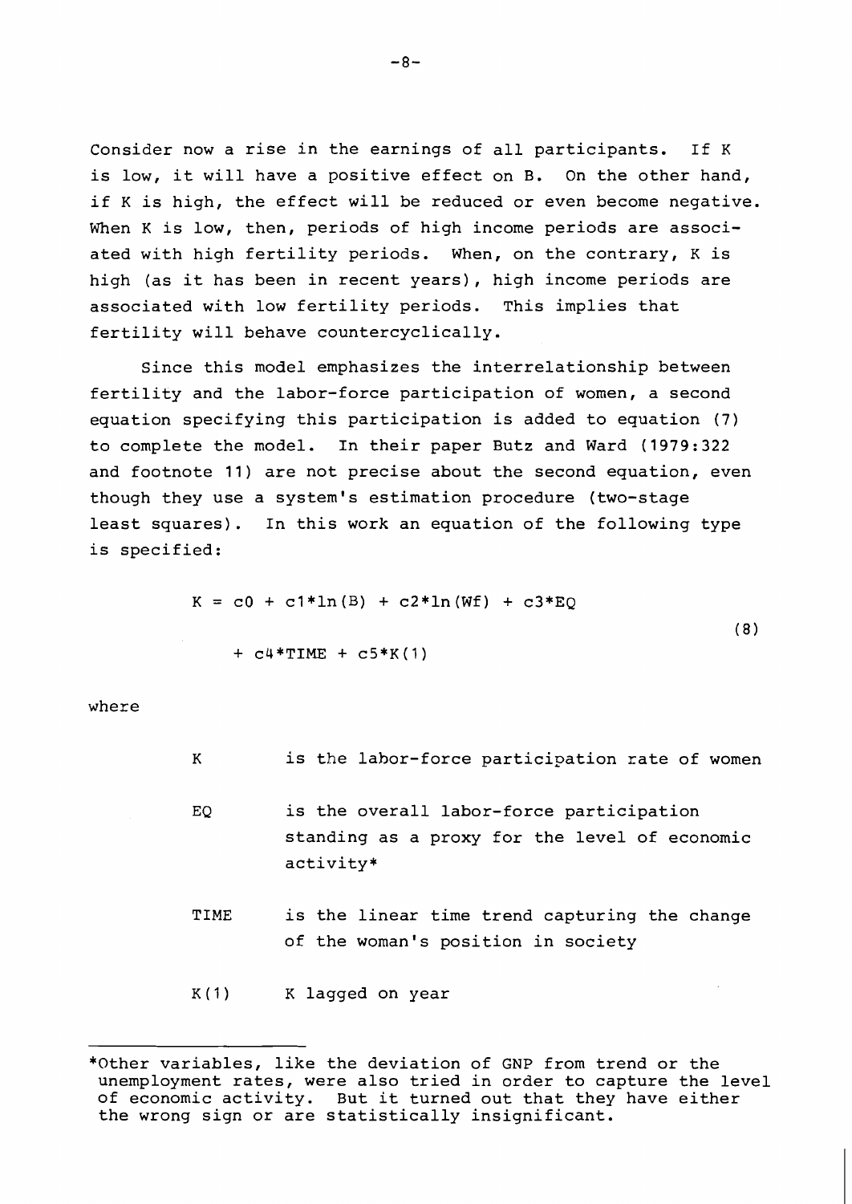Consider now a rise in the earnings of all participants. If K is low, it will have a positive effect on B. On the other hand, if K is high, the effect will be reduced or even become negative. When K is low, then, periods of high income periods are associated with high fertility periods. When, on the contrary, K is high (as it has been in recent years), high income periods are associated with low fertility periods. This implies that fertility will behave countercyclically.

Since this model emphasizes the interrelationship between fertility and the labor-force participation of women, a second equation specifying this participation is added to equation (7) to complete the model. In their paper Butz and Ward (1979:322 and footnote 11) are not precise about the second equation, even though they use a system's estimation procedure (two-stage least squares). In this work an equation of the following type is specified:

$$K = c0 + c1*\ln(B) + c2*\ln(Wf) + c3*EQ + c4*TIME + c5*K(1) \tag{8}$$

where

- K is the labor-force participation rate of women
- EQ is the overall labor-force participation standing as a proxy for the level of economic activity*
- TIME is the linear time trend capturing the change of the woman's position in society
- K(1) K lagged on year

---

*Other variables, like the deviation of GNP from trend or the unemployment rates, were also tried in order to capture the level of economic activity. But it turned out that they have either the wrong sign or are statistically insignificant.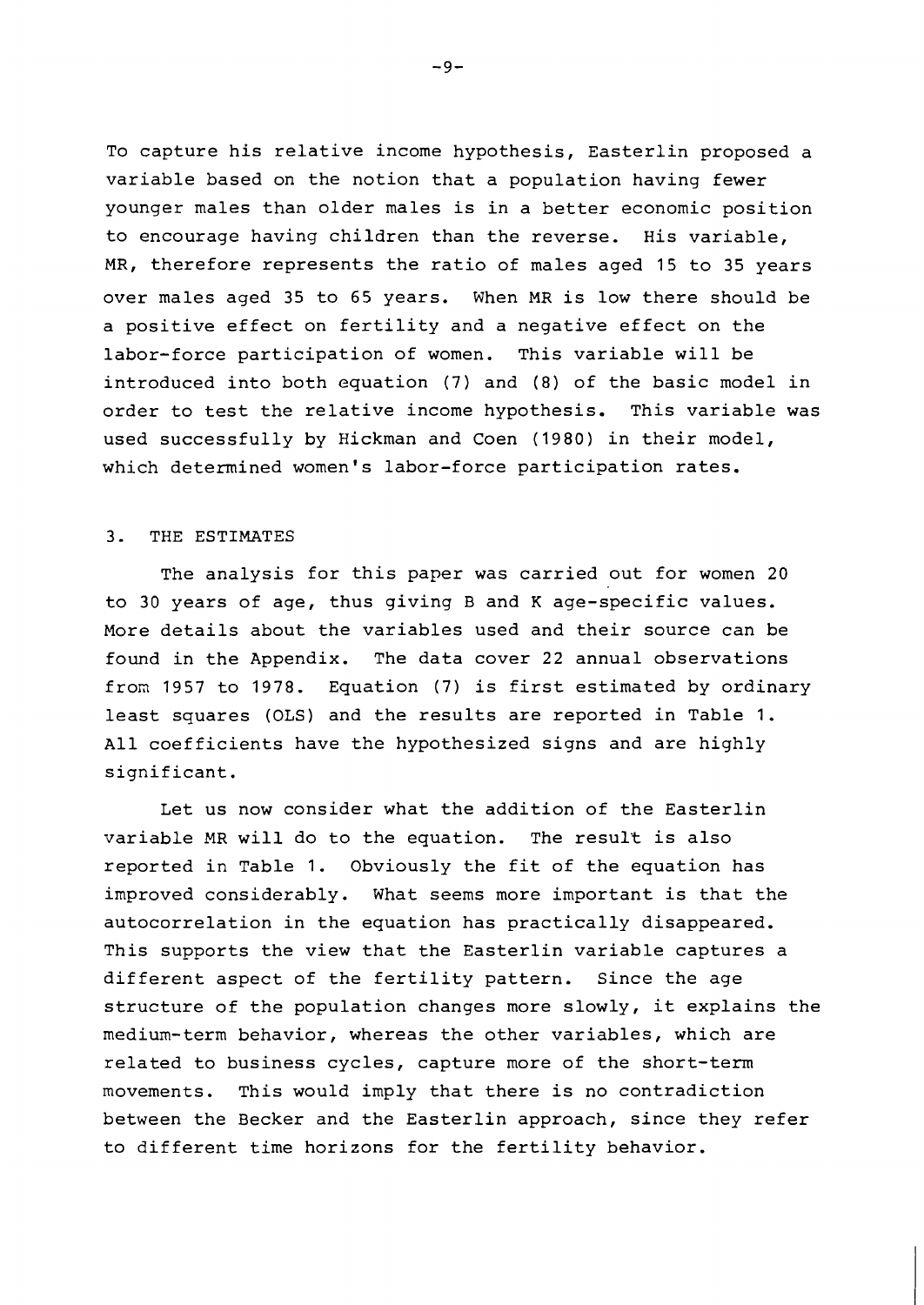To capture his relative income hypothesis, Easterlin proposed a variable based on the notion that a population having fewer younger males than older males is in a better economic position to encourage having children than the reverse. His variable, MR, therefore represents the ratio of males aged 15 to 35 years over males aged 35 to 65 years. When MR is low there should be a positive effect on fertility and a negative effect on the labor-force participation of women. This variable will be introduced into both equation (7) and (8) of the basic model in order to test the relative income hypothesis. This variable was used successfully by Hickman and Coen (1980) in their model, which determined women's labor-force participation rates.

## 3. THE ESTIMATES

The analysis for this paper was carried out for women 20 to 30 years of age, thus giving B and K age-specific values. More details about the variables used and their source can be found in the Appendix. The data cover 22 annual observations from 1957 to 1978. Equation (7) is first estimated by ordinary least squares (OLS) and the results are reported in Table 1. All coefficients have the hypothesized signs and are highly significant.

Let us now consider what the addition of the Easterlin variable MR will do to the equation. The result is also reported in Table 1. Obviously the fit of the equation has improved considerably. What seems more important is that the autocorrelation in the equation has practically disappeared. This supports the view that the Easterlin variable captures a different aspect of the fertility pattern. Since the age structure of the population changes more slowly, it explains the medium-term behavior, whereas the other variables, which are related to business cycles, capture more of the short-term movements. This would imply that there is no contradiction between the Becker and the Easterlin approach, since they refer to different time horizons for the fertility behavior.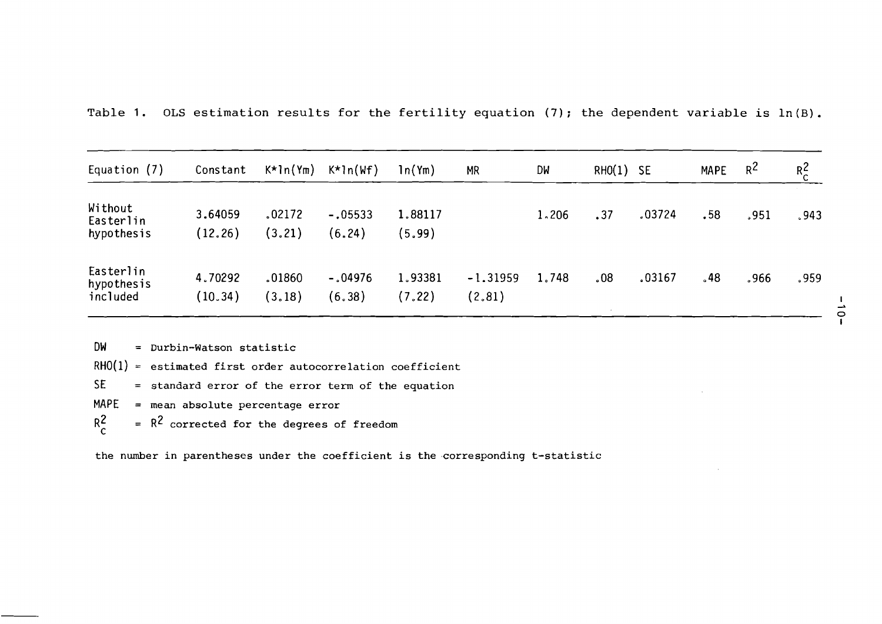Table 1. OLS estimation results for the fertility equation (7); the dependent variable is ln(B).

| Equation (7) | Constant | K*ln(Ym) | K*ln(Wf) | ln(Ym) | MR | DW | RHO(1) | SE | MAPE | $R^2$ | $R^2_c$ |
|---|---|---|---|---|---|---|---|---|---|---|---|
| Without Easterlin hypothesis | 3.64059 (12.26) | .02172 (3.21) | -.05533 (6.24) | 1.88117 (5.99) | | 1.206 | .37 | .03724 | .58 | .951 | .943 |
| Easterlin hypothesis included | 4.70292 (10.34) | .01860 (3.18) | -.04976 (6.38) | 1.93381 (7.22) | -1.31959 (2.81) | 1.748 | .08 | .03167 | .48 | .966 | .959 |

DW = Durbin-Watson statistic

RHO(1) = estimated first order autocorrelation coefficient

SE = standard error of the error term of the equation

MAPE = mean absolute percentage error

$R^2_c$ = $R^2$ corrected for the degrees of freedom

the number in parentheses under the coefficient is the corresponding t-statistic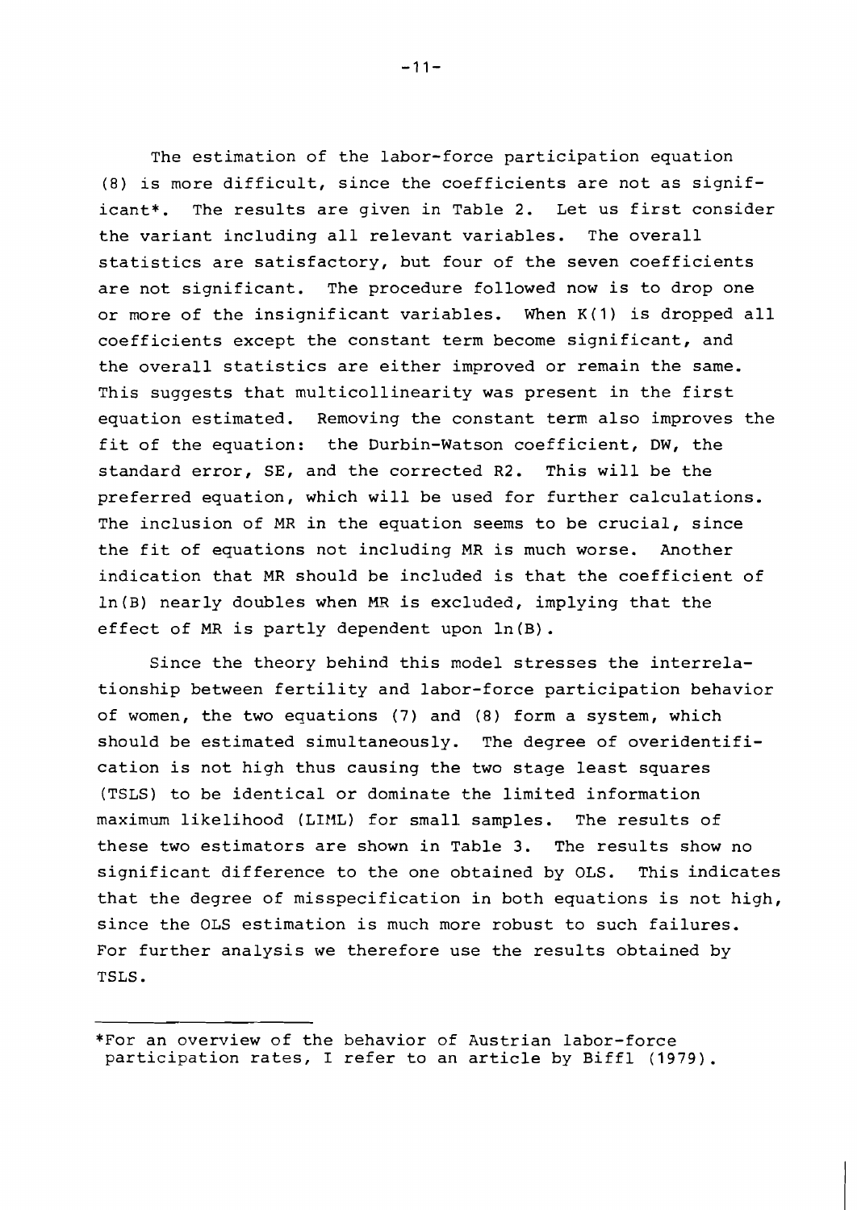The estimation of the labor-force participation equation (8) is more difficult, since the coefficients are not as significant*. The results are given in Table 2. Let us first consider the variant including all relevant variables. The overall statistics are satisfactory, but four of the seven coefficients are not significant. The procedure followed now is to drop one or more of the insignificant variables. When $K(1)$ is dropped all coefficients except the constant term become significant, and the overall statistics are either improved or remain the same. This suggests that multicollinearity was present in the first equation estimated. Removing the constant term also improves the fit of the equation: the Durbin-Watson coefficient, DW, the standard error, SE, and the corrected R2. This will be the preferred equation, which will be used for further calculations. The inclusion of MR in the equation seems to be crucial, since the fit of equations not including MR is much worse. Another indication that MR should be included is that the coefficient of $\ln(B)$ nearly doubles when MR is excluded, implying that the effect of MR is partly dependent upon $\ln(B)$.

Since the theory behind this model stresses the interrelationship between fertility and labor-force participation behavior of women, the two equations (7) and (8) form a system, which should be estimated simultaneously. The degree of overidentification is not high thus causing the two stage least squares (TSLS) to be identical or dominate the limited information maximum likelihood (LIML) for small samples. The results of these two estimators are shown in Table 3. The results show no significant difference to the one obtained by OLS. This indicates that the degree of misspecification in both equations is not high, since the OLS estimation is much more robust to such failures. For further analysis we therefore use the results obtained by TSLS.

---

*For an overview of the behavior of Austrian labor-force participation rates, I refer to an article by Biffl (1979).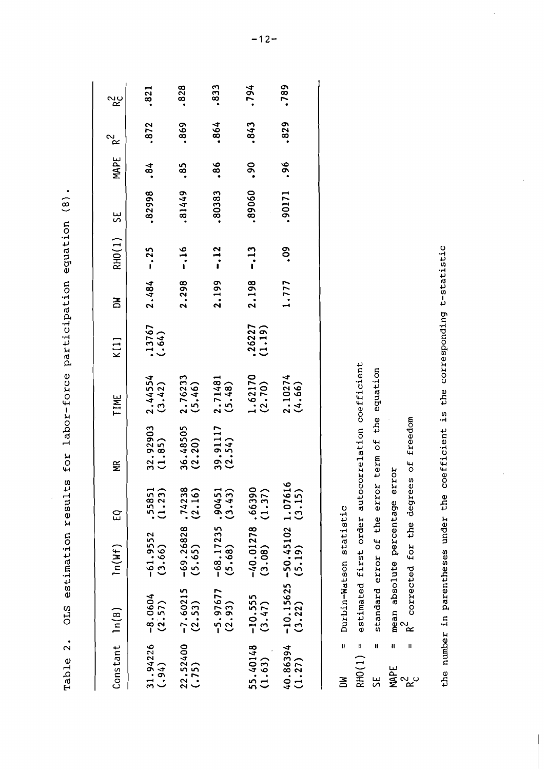Table 2. OLS estimation results for labor-force participation equation (8).

| Constant | ln(B) | ln(Wf) | EQ | MR | TIME | K[1] | DW | RHO(1) | SE | MAPE | $R^2$ | $R_C^2$ |
|---|---|---|---|---|---|---|---|---|---|---|---|---|
| 31.94226 (.94) | -8.0604 (2.57) | -61.9552 (3.66) | .55851 (1.23) | 32.92903 (1.85) | 2.44554 (3.42) | .13767 (.64) | 2.484 | -.25 | .82998 | .84 | .872 | .821 |
| 22.52400 (.75) | -7.60215 (2.53) | -69.26828 (5.65) | .74238 (2.16) | 36.48505 (2.20) | 2.76233 (5.46) | | 2.298 | -.16 | .81449 | .85 | .869 | .828 |
| | -5.97677 (2.93) | -68.17235 (5.68) | .90451 (3.43) | 39.91117 (2.54) | 2.71481 (5.48) | | 2.199 | -.12 | .80383 | .86 | .864 | .833 |
| 55.40148 (1.63) | -10.555 (3.47) | -40.01278 (3.08) | .66390 (1.37) | | 1.62170 (2.70) | .26227 (1.19) | 2.198 | -.13 | .89060 | .90 | .843 | .794 |
| 40.86394 (1.27) | -10.15625 (3.22) | -50.45102 (5.19) | 1.07616 (3.15) | | 2.10274 (4.66) | | 1.777 | .09 | .90171 | .96 | .829 | .789 |

DW = Durbin-Watson statistic

RHO(1) = estimated first order autocorrelation coefficient

SE = standard error of the error term of the equation

MAPE = mean absolute percentage error

$R_C^2$ = $R^2$ corrected for the degrees of freedom

the number in parentheses under the coefficient is the corresponding t-statistic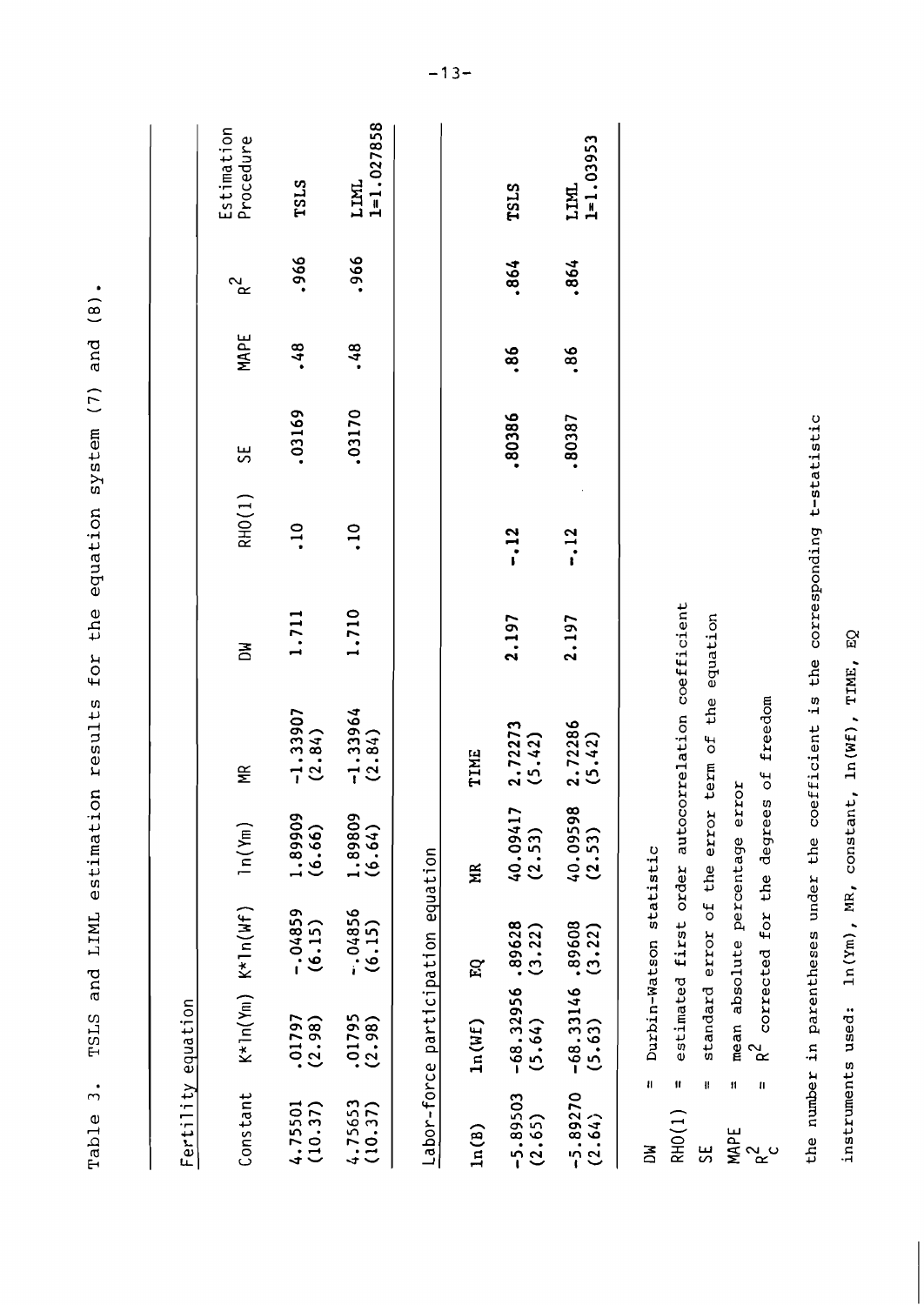Table 3. TSLS and LIML estimation results for the equation system (7) and (8).

Fertility equation

| Constant | K*ln(Ym) | K*ln(Wf) | ln(Ym) | MR | DW | RHO(1) | SE | MAPE | $R^2$ | Estimation Procedure |
|---|---|---|---|---|---|---|---|---|---|---|
| 4.75501 (10.37) | .01797 (2.98) | -.04859 (6.15) | 1.89909 (6.66) | -1.33907 (2.84) | 1.711 | .10 | .03169 | .48 | .966 | TSLS |
| 4.75653 (10.37) | .01795 (2.98) | -.04856 (6.15) | 1.89809 (6.64) | -1.33964 (2.84) | 1.710 | .10 | .03170 | .48 | .966 | LIML l=1.027858 |

Labor-force participation equation

| ln(B) | ln(Wf) | EQ | MR | TIME | DW | RHO(1) | SE | MAPE | $R^2$ | Estimation Procedure |
|---|---|---|---|---|---|---|---|---|---|---|
| -5.89503 (2.65) | -68.32956 (5.64) | .89628 (3.22) | 40.09417 (2.53) | 2.72273 (5.42) | 2.197 | -.12 | .80386 | .86 | .864 | TSLS |
| -5.89270 (2.64) | -68.33146 (5.63) | .89608 (3.22) | 40.09598 (2.53) | 2.72286 (5.42) | 2.197 | -.12 | .80387 | .86 | .864 | LIML l=1.03953 |

DW = Durbin-Watson statistic

RHO(1) = estimated first order autocorrelation coefficient

SE = standard error of the error term of the equation

MAPE = mean absolute percentage error

$R^2_c$ = $R^2$ corrected for the degrees of freedom

the number in parentheses under the coefficient is the corresponding t-statistic

instruments used: ln(Ym), MR, constant, ln(Wf), TIME, EQ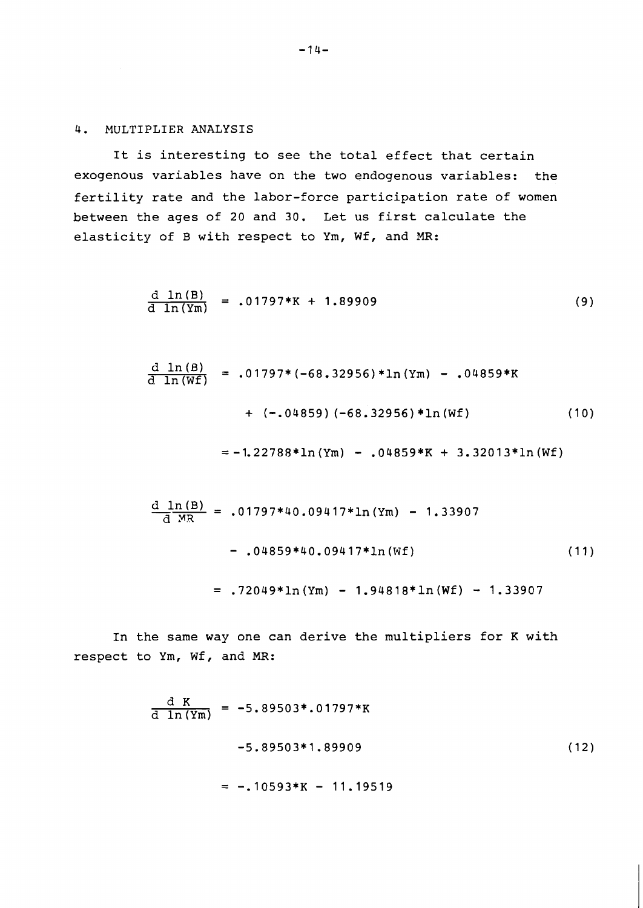## 4. MULTIPLIER ANALYSIS

It is interesting to see the total effect that certain exogenous variables have on the two endogenous variables: the fertility rate and the labor-force participation rate of women between the ages of 20 and 30. Let us first calculate the elasticity of B with respect to Ym, Wf, and MR:

$$\frac{d\ \ln(B)}{d\ \ln(Ym)} = .01797*K + 1.89909 \tag{9}$$

$$\begin{aligned}\frac{d\ \ln(B)}{d\ \ln(Wf)} &= .01797*(-68.32956)*\ln(Ym) - .04859*K \\ &\quad + (-.04859)(-68.32956)*\ln(Wf) \\ &= -1.22788*\ln(Ym) - .04859*K + 3.32013*\ln(Wf)\end{aligned} \tag{10}$$

$$\begin{aligned}\frac{d\ \ln(B)}{d\ MR} &= .01797*40.09417*\ln(Ym) - 1.33907 \\ &\quad - .04859*40.09417*\ln(Wf) \\ &= .72049*\ln(Ym) - 1.94818*\ln(Wf) - 1.33907\end{aligned} \tag{11}$$

In the same way one can derive the multipliers for K with respect to Ym, Wf, and MR:

$$\begin{aligned}\frac{d\ K}{d\ \ln(Ym)} &= -5.89503*.01797*K \\ &\quad -5.89503*1.89909 \\ &= -.10593*K - 11.19519\end{aligned} \tag{12}$$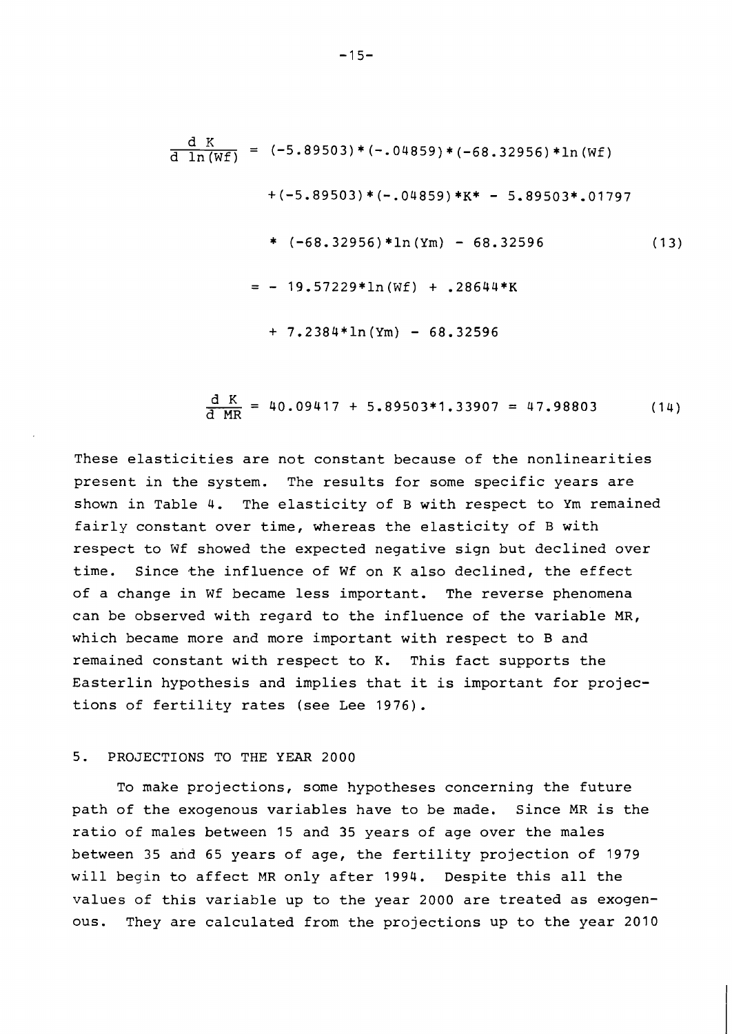$$\frac{d\ K}{d\ \ln(Wf)} = (-5.89503)*(-.04859)*(-68.32956)*\ln(Wf)$$

$$+(-5.89503)*(-.04859)*K* - 5.89503*.01797$$

$$* (-68.32956)*\ln(Ym) - 68.32596 \qquad (13)$$

$$= - 19.57229*\ln(Wf) + .28644*K$$

$$+ 7.2384*\ln(Ym) - 68.32596$$

$$\frac{d\ K}{d\ MR} = 40.09417 + 5.89503*1.33907 = 47.98803 \qquad (14)$$

These elasticities are not constant because of the nonlinearities present in the system. The results for some specific years are shown in Table 4. The elasticity of B with respect to Ym remained fairly constant over time, whereas the elasticity of B with respect to Wf showed the expected negative sign but declined over time. Since the influence of Wf on K also declined, the effect of a change in Wf became less important. The reverse phenomena can be observed with regard to the influence of the variable MR, which became more and more important with respect to B and remained constant with respect to K. This fact supports the Easterlin hypothesis and implies that it is important for projections of fertility rates (see Lee 1976).

## 5. PROJECTIONS TO THE YEAR 2000

To make projections, some hypotheses concerning the future path of the exogenous variables have to be made. Since MR is the ratio of males between 15 and 35 years of age over the males between 35 and 65 years of age, the fertility projection of 1979 will begin to affect MR only after 1994. Despite this all the values of this variable up to the year 2000 are treated as exogenous. They are calculated from the projections up to the year 2010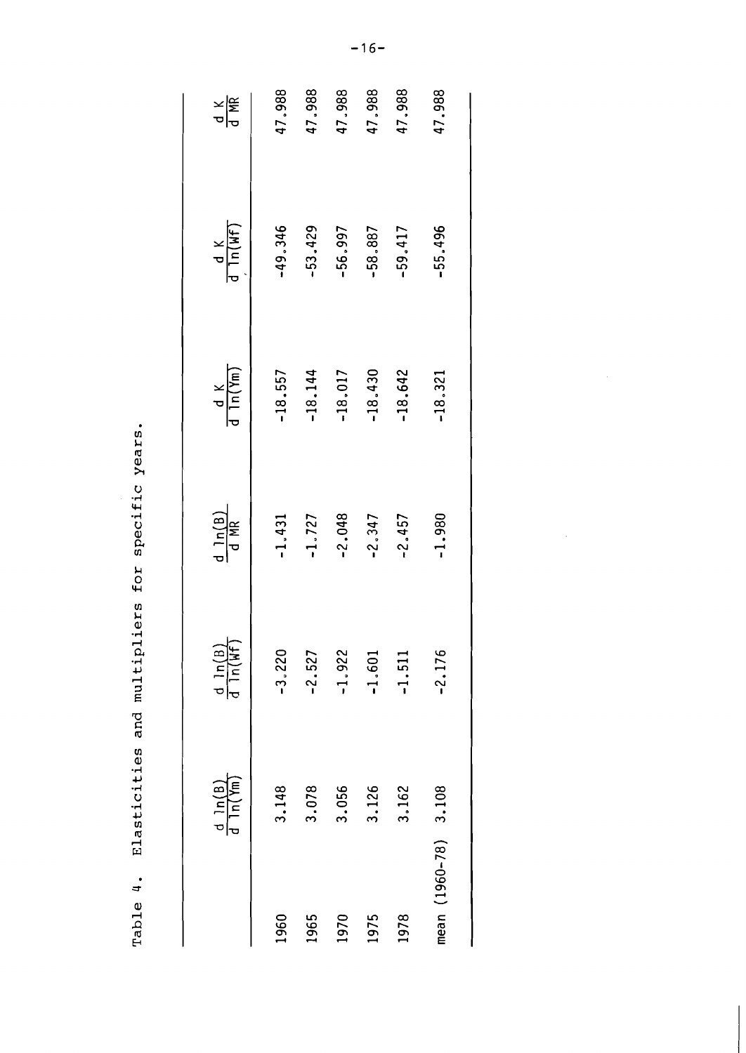Table 4. Elasticities and multipliers for specific years.

| | $\frac{d \ln(B)}{d \ln(Ym)}$ | $\frac{d \ln(B)}{d \ln(Wf)}$ | $\frac{d \ln(B)}{d MR}$ | $\frac{d K}{d \ln(Ym)}$ | $\frac{d K}{d \ln(Wf)}$ | $\frac{d K}{d MR}$ |
|---|---|---|---|---|---|---|
| 1960 | 3.148 | -3.220 | -1.431 | -18.557 | -49.346 | 47.988 |
| 1965 | 3.078 | -2.527 | -1.727 | -18.144 | -53.429 | 47.988 |
| 1970 | 3.056 | -1.922 | -2.048 | -18.017 | -56.997 | 47.988 |
| 1975 | 3.126 | -1.601 | -2.347 | -18.430 | -58.887 | 47.988 |
| 1978 | 3.162 | -1.511 | -2.457 | -18.642 | -59.417 | 47.988 |
| mean (1960-78) | 3.108 | -2.176 | -1.980 | -18.321 | -55.496 | 47.988 |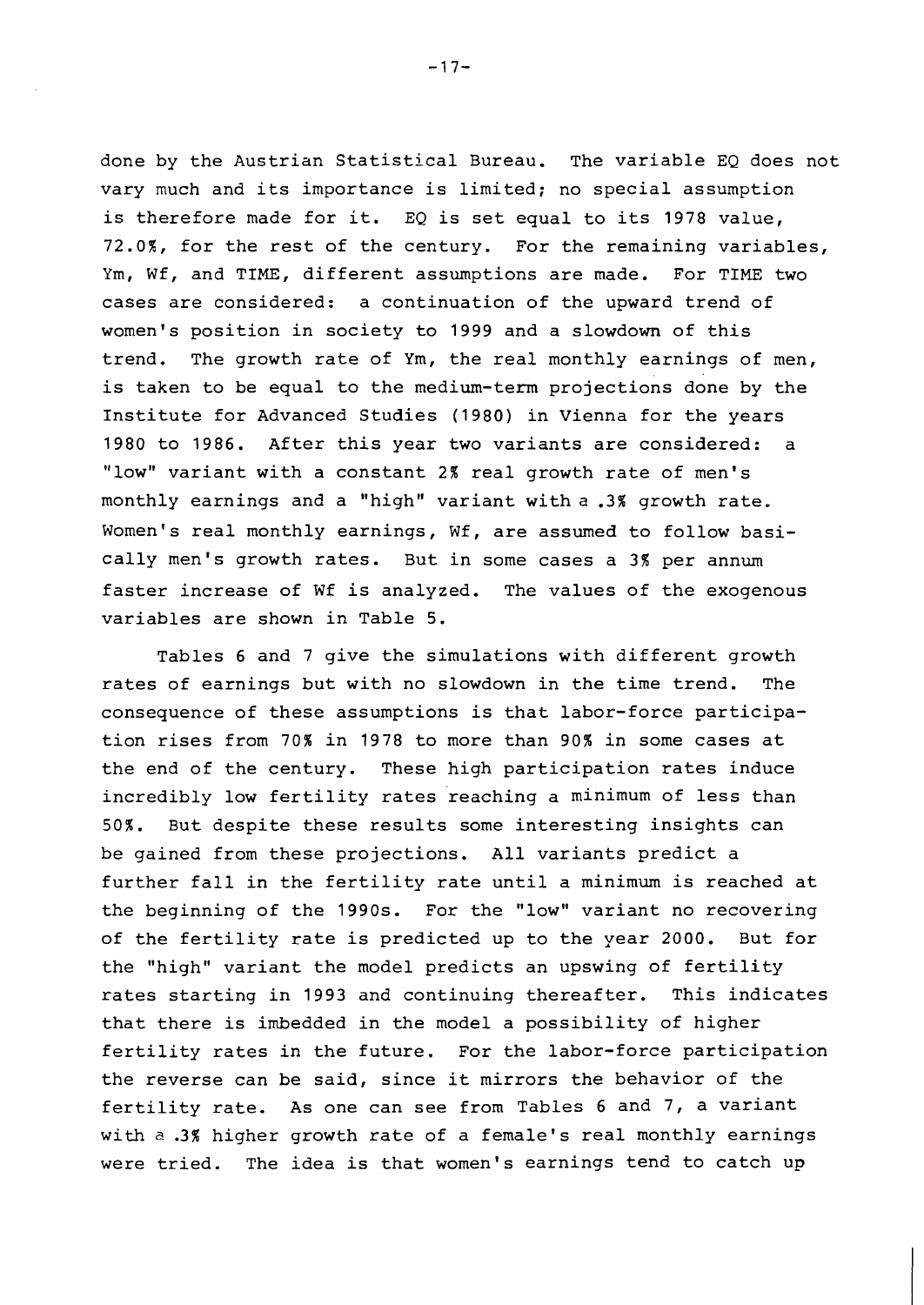done by the Austrian Statistical Bureau. The variable EQ does not vary much and its importance is limited; no special assumption is therefore made for it. EQ is set equal to its 1978 value, 72.0%, for the rest of the century. For the remaining variables, Ym, Wf, and TIME, different assumptions are made. For TIME two cases are considered: a continuation of the upward trend of women's position in society to 1999 and a slowdown of this trend. The growth rate of Ym, the real monthly earnings of men, is taken to be equal to the medium-term projections done by the Institute for Advanced Studies (1980) in Vienna for the years 1980 to 1986. After this year two variants are considered: a "low" variant with a constant 2% real growth rate of men's monthly earnings and a "high" variant with a .3% growth rate. Women's real monthly earnings, Wf, are assumed to follow basically men's growth rates. But in some cases a 3% per annum faster increase of Wf is analyzed. The values of the exogenous variables are shown in Table 5.

Tables 6 and 7 give the simulations with different growth rates of earnings but with no slowdown in the time trend. The consequence of these assumptions is that labor-force participation rises from 70% in 1978 to more than 90% in some cases at the end of the century. These high participation rates induce incredibly low fertility rates reaching a minimum of less than 50%. But despite these results some interesting insights can be gained from these projections. All variants predict a further fall in the fertility rate until a minimum is reached at the beginning of the 1990s. For the "low" variant no recovering of the fertility rate is predicted up to the year 2000. But for the "high" variant the model predicts an upswing of fertility rates starting in 1993 and continuing thereafter. This indicates that there is imbedded in the model a possibility of higher fertility rates in the future. For the labor-force participation the reverse can be said, since it mirrors the behavior of the fertility rate. As one can see from Tables 6 and 7, a variant with a .3% higher growth rate of a female's real monthly earnings were tried. The idea is that women's earnings tend to catch up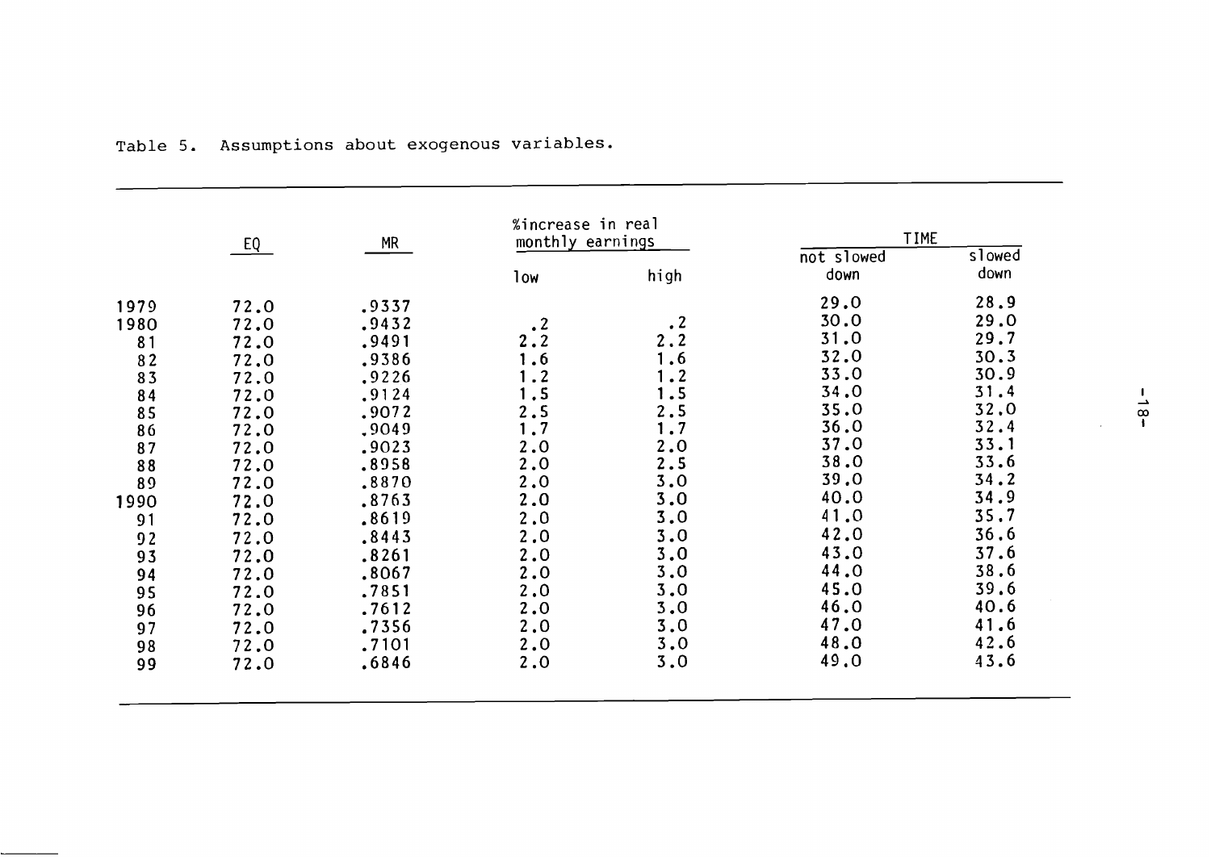Table 5. Assumptions about exogenous variables.

| | EQ | MR | %increase in real monthly earnings | | TIME | |
|---|---|---|---|---|---|---|
| | | | low | high | not slowed down | slowed down |
| 1979 | 72.0 | .9337 | | | 29.0 | 28.9 |
| 1980 | 72.0 | .9432 | .2 | .2 | 30.0 | 29.0 |
| 81 | 72.0 | .9491 | 2.2 | 2.2 | 31.0 | 29.7 |
| 82 | 72.0 | .9386 | 1.6 | 1.6 | 32.0 | 30.3 |
| 83 | 72.0 | .9226 | 1.2 | 1.2 | 33.0 | 30.9 |
| 84 | 72.0 | .9124 | 1.5 | 1.5 | 34.0 | 31.4 |
| 85 | 72.0 | .9072 | 2.5 | 2.5 | 35.0 | 32.0 |
| 86 | 72.0 | .9049 | 1.7 | 1.7 | 36.0 | 32.4 |
| 87 | 72.0 | .9023 | 2.0 | 2.0 | 37.0 | 33.1 |
| 88 | 72.0 | .8958 | 2.0 | 2.5 | 38.0 | 33.6 |
| 89 | 72.0 | .8870 | 2.0 | 3.0 | 39.0 | 34.2 |
| 1990 | 72.0 | .8763 | 2.0 | 3.0 | 40.0 | 34.9 |
| 91 | 72.0 | .8619 | 2.0 | 3.0 | 41.0 | 35.7 |
| 92 | 72.0 | .8443 | 2.0 | 3.0 | 42.0 | 36.6 |
| 93 | 72.0 | .8261 | 2.0 | 3.0 | 43.0 | 37.6 |
| 94 | 72.0 | .8067 | 2.0 | 3.0 | 44.0 | 38.6 |
| 95 | 72.0 | .7851 | 2.0 | 3.0 | 45.0 | 39.6 |
| 96 | 72.0 | .7612 | 2.0 | 3.0 | 46.0 | 40.6 |
| 97 | 72.0 | .7356 | 2.0 | 3.0 | 47.0 | 41.6 |
| 98 | 72.0 | .7101 | 2.0 | 3.0 | 48.0 | 42.6 |
| 99 | 72.0 | .6846 | 2.0 | 3.0 | 49.0 | 43.6 |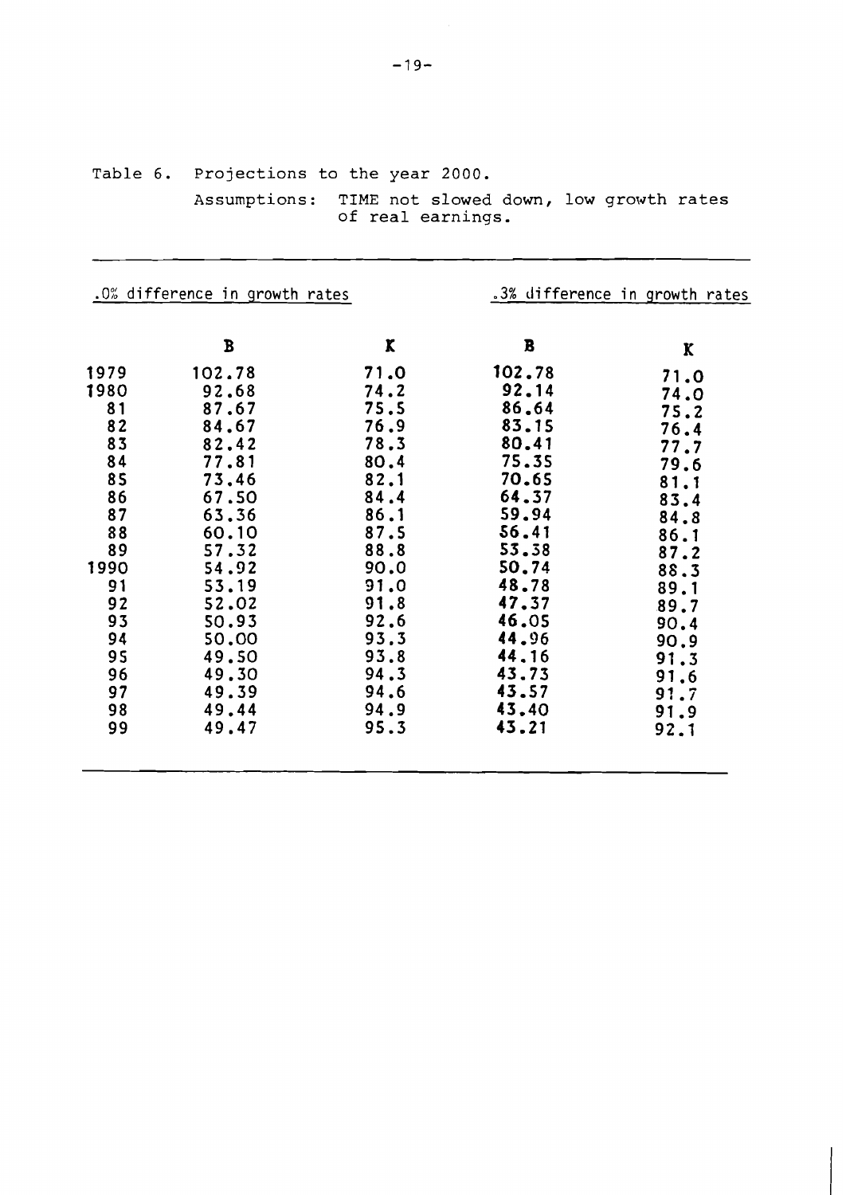Table 6. Projections to the year 2000.

Assumptions: TIME not slowed down, low growth rates of real earnings.

| | .0% difference in growth rates | | .3% difference in growth rates | |
|---|---|---|---|---|
| | B | K | B | K |
| 1979 | 102.78 | 71.0 | 102.78 | 71.0 |
| 1980 | 92.68 | 74.2 | 92.14 | 74.0 |
| 81 | 87.67 | 75.5 | 86.64 | 75.2 |
| 82 | 84.67 | 76.9 | 83.15 | 76.4 |
| 83 | 82.42 | 78.3 | 80.41 | 77.7 |
| 84 | 77.81 | 80.4 | 75.35 | 79.6 |
| 85 | 73.46 | 82.1 | 70.65 | 81.1 |
| 86 | 67.50 | 84.4 | 64.37 | 83.4 |
| 87 | 63.36 | 86.1 | 59.94 | 84.8 |
| 88 | 60.10 | 87.5 | 56.41 | 86.1 |
| 89 | 57.32 | 88.8 | 53.38 | 87.2 |
| 1990 | 54.92 | 90.0 | 50.74 | 88.3 |
| 91 | 53.19 | 91.0 | 48.78 | 89.1 |
| 92 | 52.02 | 91.8 | 47.37 | 89.7 |
| 93 | 50.93 | 92.6 | 46.05 | 90.4 |
| 94 | 50.00 | 93.3 | 44.96 | 90.9 |
| 95 | 49.50 | 93.8 | 44.16 | 91.3 |
| 96 | 49.30 | 94.3 | 43.73 | 91.6 |
| 97 | 49.39 | 94.6 | 43.57 | 91.7 |
| 98 | 49.44 | 94.9 | 43.40 | 91.9 |
| 99 | 49.47 | 95.3 | 43.21 | 92.1 |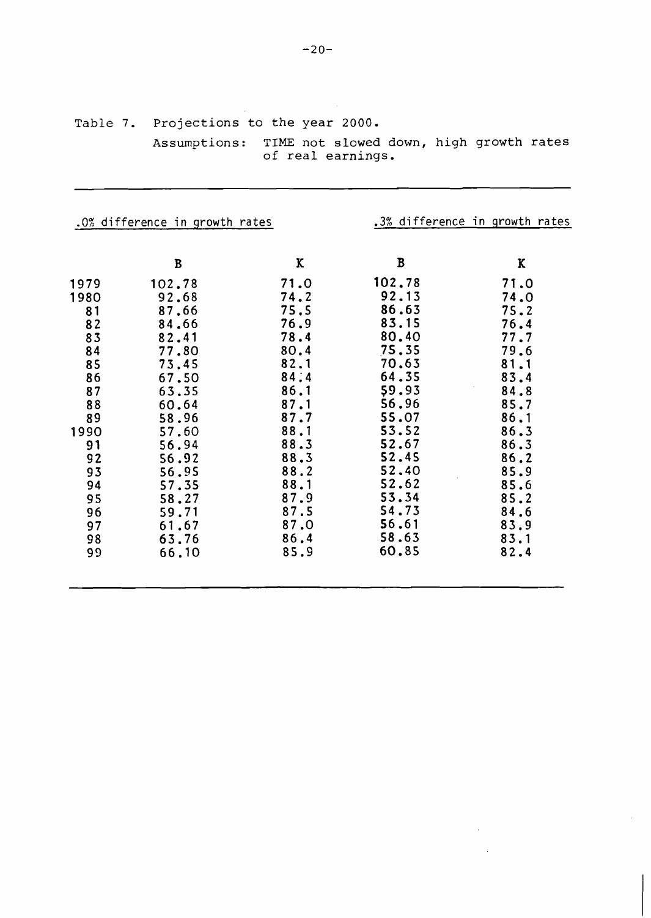Table 7. Projections to the year 2000.

Assumptions: TIME not slowed down, high growth rates of real earnings.

| | .0% difference in growth rates | | .3% difference in growth rates | |
|---|---|---|---|---|
| | B | K | B | K |
| 1979 | 102.78 | 71.0 | 102.78 | 71.0 |
| 1980 | 92.68 | 74.2 | 92.13 | 74.0 |
| 81 | 87.66 | 75.5 | 86.63 | 75.2 |
| 82 | 84.66 | 76.9 | 83.15 | 76.4 |
| 83 | 82.41 | 78.4 | 80.40 | 77.7 |
| 84 | 77.80 | 80.4 | 75.35 | 79.6 |
| 85 | 73.45 | 82.1 | 70.63 | 81.1 |
| 86 | 67.50 | 84.4 | 64.35 | 83.4 |
| 87 | 63.35 | 86.1 | 59.93 | 84.8 |
| 88 | 60.64 | 87.1 | 56.96 | 85.7 |
| 89 | 58.96 | 87.7 | 55.07 | 86.1 |
| 1990 | 57.60 | 88.1 | 53.52 | 86.3 |
| 91 | 56.94 | 88.3 | 52.67 | 86.3 |
| 92 | 56.92 | 88.3 | 52.45 | 86.2 |
| 93 | 56.95 | 88.2 | 52.40 | 85.9 |
| 94 | 57.35 | 88.1 | 52.62 | 85.6 |
| 95 | 58.27 | 87.9 | 53.34 | 85.2 |
| 96 | 59.71 | 87.5 | 54.73 | 84.6 |
| 97 | 61.67 | 87.0 | 56.61 | 83.9 |
| 98 | 63.76 | 86.4 | 58.63 | 83.1 |
| 99 | 66.10 | 85.9 | 60.85 | 82.4 |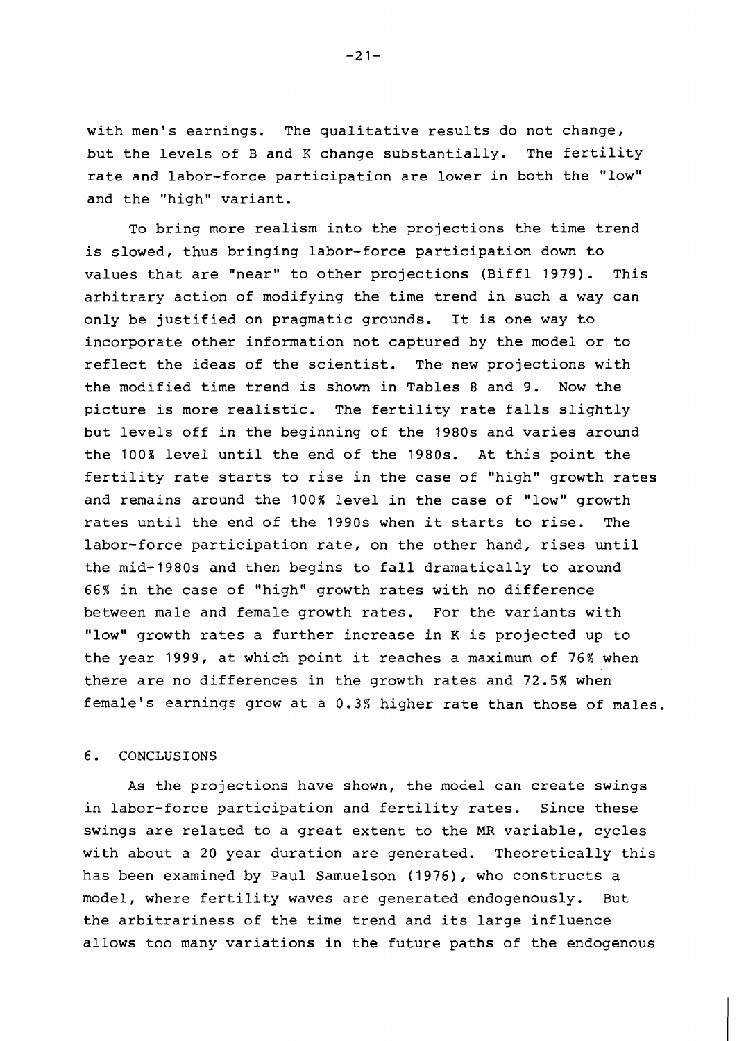with men's earnings. The qualitative results do not change, but the levels of B and K change substantially. The fertility rate and labor-force participation are lower in both the "low" and the "high" variant.

To bring more realism into the projections the time trend is slowed, thus bringing labor-force participation down to values that are "near" to other projections (Biffl 1979). This arbitrary action of modifying the time trend in such a way can only be justified on pragmatic grounds. It is one way to incorporate other information not captured by the model or to reflect the ideas of the scientist. The new projections with the modified time trend is shown in Tables 8 and 9. Now the picture is more realistic. The fertility rate falls slightly but levels off in the beginning of the 1980s and varies around the 100% level until the end of the 1980s. At this point the fertility rate starts to rise in the case of "high" growth rates and remains around the 100% level in the case of "low" growth rates until the end of the 1990s when it starts to rise. The labor-force participation rate, on the other hand, rises until the mid-1980s and then begins to fall dramatically to around 66% in the case of "high" growth rates with no difference between male and female growth rates. For the variants with "low" growth rates a further increase in K is projected up to the year 1999, at which point it reaches a maximum of 76% when there are no differences in the growth rates and 72.5% when female's earnings grow at a 0.3% higher rate than those of males.

## 6. CONCLUSIONS

As the projections have shown, the model can create swings in labor-force participation and fertility rates. Since these swings are related to a great extent to the MR variable, cycles with about a 20 year duration are generated. Theoretically this has been examined by Paul Samuelson (1976), who constructs a model, where fertility waves are generated endogenously. But the arbitrariness of the time trend and its large influence allows too many variations in the future paths of the endogenous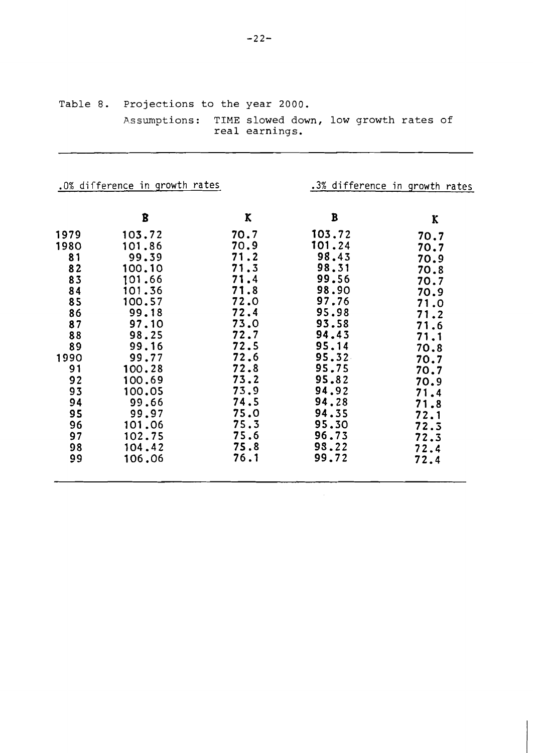Table 8. Projections to the year 2000.

Assumptions: TIME slowed down, low growth rates of real earnings.

| | .0% difference in growth rates | | .3% difference in growth rates | |
|---|---|---|---|---|
| | B | K | B | K |
| 1979 | 103.72 | 70.7 | 103.72 | 70.7 |
| 1980 | 101.86 | 70.9 | 101.24 | 70.7 |
| 81 | 99.39 | 71.2 | 98.43 | 70.9 |
| 82 | 100.10 | 71.3 | 98.31 | 70.8 |
| 83 | 101.66 | 71.4 | 99.56 | 70.7 |
| 84 | 101.36 | 71.8 | 98.90 | 70.9 |
| 85 | 100.57 | 72.0 | 97.76 | 71.0 |
| 86 | 99.18 | 72.4 | 95.98 | 71.2 |
| 87 | 97.10 | 73.0 | 93.58 | 71.6 |
| 88 | 98.25 | 72.7 | 94.43 | 71.1 |
| 89 | 99.16 | 72.5 | 95.14 | 70.8 |
| 1990 | 99.77 | 72.6 | 95.32 | 70.7 |
| 91 | 100.28 | 72.8 | 95.75 | 70.7 |
| 92 | 100.69 | 73.2 | 95.82 | 70.9 |
| 93 | 100.05 | 73.9 | 94.92 | 71.4 |
| 94 | 99.66 | 74.5 | 94.28 | 71.8 |
| 95 | 99.97 | 75.0 | 94.35 | 72.1 |
| 96 | 101.06 | 75.3 | 95.30 | 72.3 |
| 97 | 102.75 | 75.6 | 96.73 | 72.3 |
| 98 | 104.42 | 75.8 | 98.22 | 72.4 |
| 99 | 106.06 | 76.1 | 99.72 | 72.4 |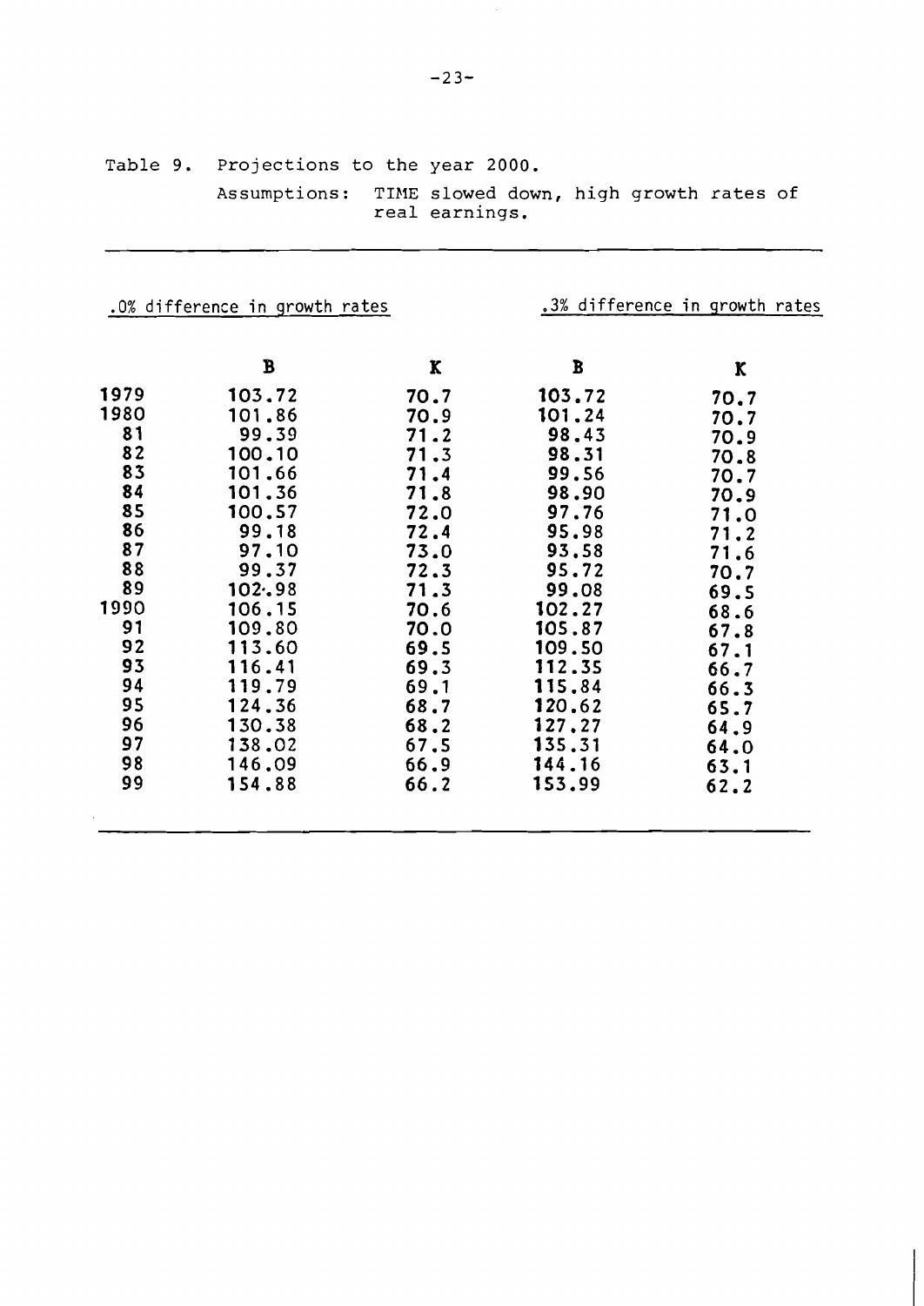Table 9. Projections to the year 2000.

Assumptions: TIME slowed down, high growth rates of real earnings.

| | .0% difference in growth rates | | .3% difference in growth rates | |
|---|---|---|---|---|
| | B | K | B | K |
| 1979 | 103.72 | 70.7 | 103.72 | 70.7 |
| 1980 | 101.86 | 70.9 | 101.24 | 70.7 |
| 81 | 99.39 | 71.2 | 98.43 | 70.9 |
| 82 | 100.10 | 71.3 | 98.31 | 70.8 |
| 83 | 101.66 | 71.4 | 99.56 | 70.7 |
| 84 | 101.36 | 71.8 | 98.90 | 70.9 |
| 85 | 100.57 | 72.0 | 97.76 | 71.0 |
| 86 | 99.18 | 72.4 | 95.98 | 71.2 |
| 87 | 97.10 | 73.0 | 93.58 | 71.6 |
| 88 | 99.37 | 72.3 | 95.72 | 70.7 |
| 89 | 102.98 | 71.3 | 99.08 | 69.5 |
| 1990 | 106.15 | 70.6 | 102.27 | 68.6 |
| 91 | 109.80 | 70.0 | 105.87 | 67.8 |
| 92 | 113.60 | 69.5 | 109.50 | 67.1 |
| 93 | 116.41 | 69.3 | 112.35 | 66.7 |
| 94 | 119.79 | 69.1 | 115.84 | 66.3 |
| 95 | 124.36 | 68.7 | 120.62 | 65.7 |
| 96 | 130.38 | 68.2 | 127.27 | 64.9 |
| 97 | 138.02 | 67.5 | 135.31 | 64.0 |
| 98 | 146.09 | 66.9 | 144.16 | 63.1 |
| 99 | 154.88 | 66.2 | 153.99 | 62.2 |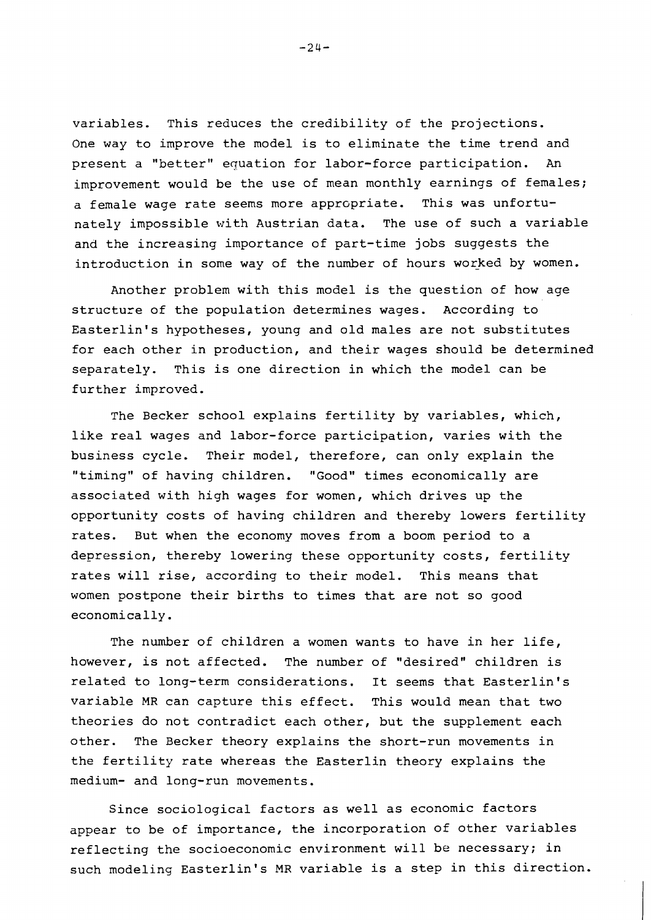variables. This reduces the credibility of the projections. One way to improve the model is to eliminate the time trend and present a "better" equation for labor-force participation. An improvement would be the use of mean monthly earnings of females; a female wage rate seems more appropriate. This was unfortunately impossible with Austrian data. The use of such a variable and the increasing importance of part-time jobs suggests the introduction in some way of the number of hours worked by women.

Another problem with this model is the question of how age structure of the population determines wages. According to Easterlin's hypotheses, young and old males are not substitutes for each other in production, and their wages should be determined separately. This is one direction in which the model can be further improved.

The Becker school explains fertility by variables, which, like real wages and labor-force participation, varies with the business cycle. Their model, therefore, can only explain the "timing" of having children. "Good" times economically are associated with high wages for women, which drives up the opportunity costs of having children and thereby lowers fertility rates. But when the economy moves from a boom period to a depression, thereby lowering these opportunity costs, fertility rates will rise, according to their model. This means that women postpone their births to times that are not so good economically.

The number of children a women wants to have in her life, however, is not affected. The number of "desired" children is related to long-term considerations. It seems that Easterlin's variable MR can capture this effect. This would mean that two theories do not contradict each other, but the supplement each other. The Becker theory explains the short-run movements in the fertility rate whereas the Easterlin theory explains the medium- and long-run movements.

Since sociological factors as well as economic factors appear to be of importance, the incorporation of other variables reflecting the socioeconomic environment will be necessary; in such modeling Easterlin's MR variable is a step in this direction.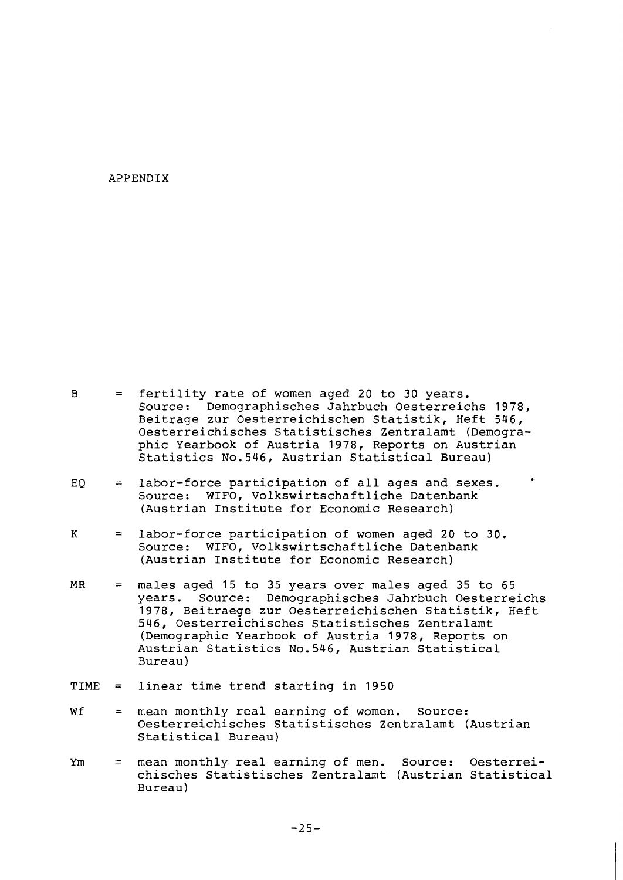# APPENDIX

B = fertility rate of women aged 20 to 30 years. Source: Demographisches Jahrbuch Oesterreichs 1978, Beitraege zur Oesterreichischen Statistik, Heft 546, Oesterreichisches Statistisches Zentralamt (Demographic Yearbook of Austria 1978, Reports on Austrian Statistics No.546, Austrian Statistical Bureau)

EQ = labor-force participation of all ages and sexes. Source: WIFO, Volkswirtschaftliche Datenbank (Austrian Institute for Economic Research)

K = labor-force participation of women aged 20 to 30. Source: WIFO, Volkswirtschaftliche Datenbank (Austrian Institute for Economic Research)

MR = males aged 15 to 35 years over males aged 35 to 65 years. Source: Demographisches Jahrbuch Oesterreichs 1978, Beitraege zur Oesterreichischen Statistik, Heft 546, Oesterreichisches Statistisches Zentralamt (Demographic Yearbook of Austria 1978, Reports on Austrian Statistics No.546, Austrian Statistical Bureau)

TIME = linear time trend starting in 1950

Wf = mean monthly real earning of women. Source: Oesterreichisches Statistisches Zentralamt (Austrian Statistical Bureau)

Ym = mean monthly real earning of men. Source: Oesterreichisches Statistisches Zentralamt (Austrian Statistical Bureau)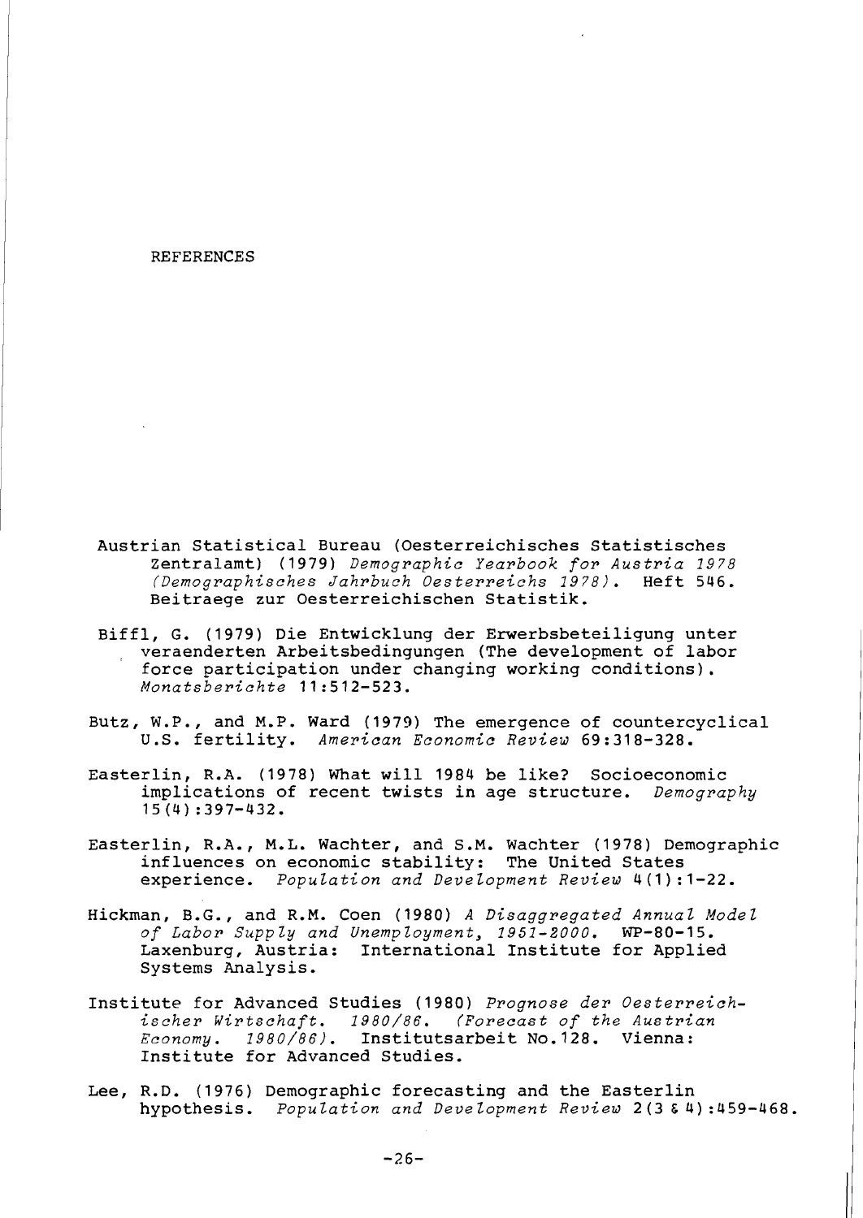# REFERENCES

Austrian Statistical Bureau (Oesterreichisches Statistisches Zentralamt) (1979) *Demographic Yearbook for Austria 1978 (Demographisches Jahrbuch Oesterreichs 1978)*. Heft 546. Beitraege zur Oesterreichischen Statistik.

Biffl, G. (1979) Die Entwicklung der Erwerbsbeteiligung unter veraenderten Arbeitsbedingungen (The development of labor force participation under changing working conditions). *Monatsberichte* 11:512-523.

Butz, W.P., and M.P. Ward (1979) The emergence of countercyclical U.S. fertility. *American Economic Review* 69:318-328.

Easterlin, R.A. (1978) What will 1984 be like? Socioeconomic implications of recent twists in age structure. *Demography* 15(4):397-432.

Easterlin, R.A., M.L. Wachter, and S.M. Wachter (1978) Demographic influences on economic stability: The United States experience. *Population and Development Review* 4(1):1-22.

Hickman, B.G., and R.M. Coen (1980) *A Disaggregated Annual Model of Labor Supply and Unemployment, 1951-2000*. WP-80-15. Laxenburg, Austria: International Institute for Applied Systems Analysis.

Institute for Advanced Studies (1980) *Prognose der Oesterreichischer Wirtschaft. 1980/86. (Forecast of the Austrian Economy. 1980/86)*. Institutsarbeit No.128. Vienna: Institute for Advanced Studies.

Lee, R.D. (1976) Demographic forecasting and the Easterlin hypothesis. *Population and Development Review* 2(3 & 4):459-468.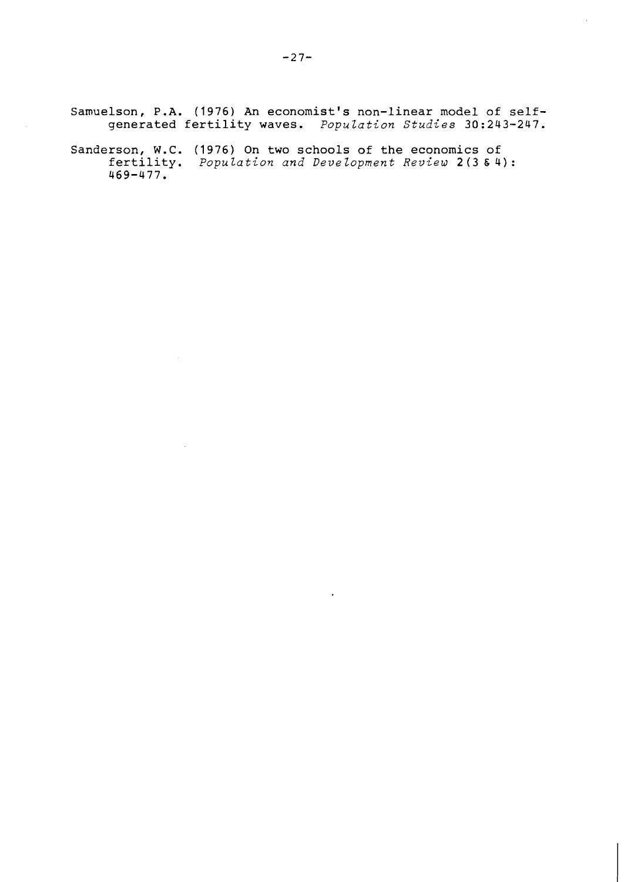Samuelson, P.A. (1976) An economist's non-linear model of self-generated fertility waves. *Population Studies* 30:243-247.

Sanderson, W.C. (1976) On two schools of the economics of fertility. *Population and Development Review* 2(3 & 4): 469-477.